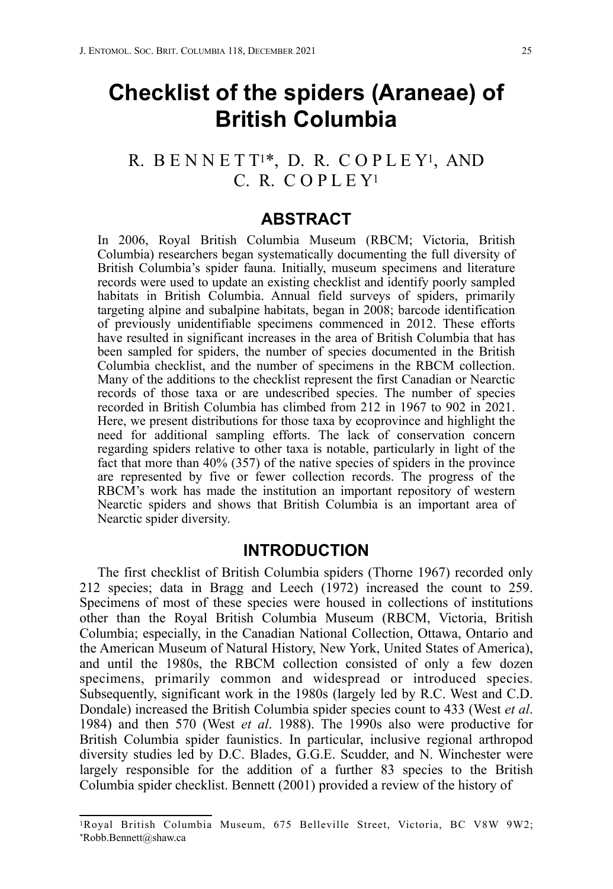# Checklist of the spiders (Araneae) of British Columbia

R. BENNETT[1*], D. R. COPLEY[1], AND C. R. COPLEY[1]

## ABSTRACT

In 2006, Royal British Columbia Museum (RBCM; Victoria, British Columbia) researchers began systematically documenting the full diversity of British Columbia's spider fauna. Initially, museum specimens and literature records were used to update an existing checklist and identify poorly sampled habitats in British Columbia. Annual field surveys of spiders, primarily targeting alpine and subalpine habitats, began in 2008; barcode identification of previously unidentifiable specimens commenced in 2012. These efforts have resulted in significant increases in the area of British Columbia that has been sampled for spiders, the number of species documented in the British Columbia checklist, and the number of specimens in the RBCM collection. Many of the additions to the checklist represent the first Canadian or Nearctic records of those taxa or are undescribed species. The number of species recorded in British Columbia has climbed from 212 in 1967 to 902 in 2021. Here, we present distributions for those taxa by ecoprovince and highlight the need for additional sampling efforts. The lack of conservation concern regarding spiders relative to other taxa is notable, particularly in light of the fact that more than 40% (357) of the native species of spiders in the province are represented by five or fewer collection records. The progress of the RBCM's work has made the institution an important repository of western Nearctic spiders and shows that British Columbia is an important area of Nearctic spider diversity.

## INTRODUCTION

The first checklist of British Columbia spiders (Thorne 1967) recorded only 212 species; data in Bragg and Leech (1972) increased the count to 259. Specimens of most of these species were housed in collections of institutions other than the Royal British Columbia Museum (RBCM, Victoria, British Columbia; especially, in the Canadian National Collection, Ottawa, Ontario and the American Museum of Natural History, New York, United States of America), and until the 1980s, the RBCM collection consisted of only a few dozen specimens, primarily common and widespread or introduced species. Subsequently, significant work in the 1980s (largely led by R.C. West and C.D. Dondale) increased the British Columbia spider species count to 433 (West *et al*. 1984) and then 570 (West *et al*. 1988). The 1990s also were productive for British Columbia spider faunistics. In particular, inclusive regional arthropod diversity studies led by D.C. Blades, G.G.E. Scudder, and N. Winchester were largely responsible for the addition of a further 83 species to the British Columbia spider checklist. Bennett (2001) provided a review of the history of

[1]Royal British Columbia Museum, 675 Belleville Street, Victoria, BC V8W 9W2; *Robb.Bennett@shaw.ca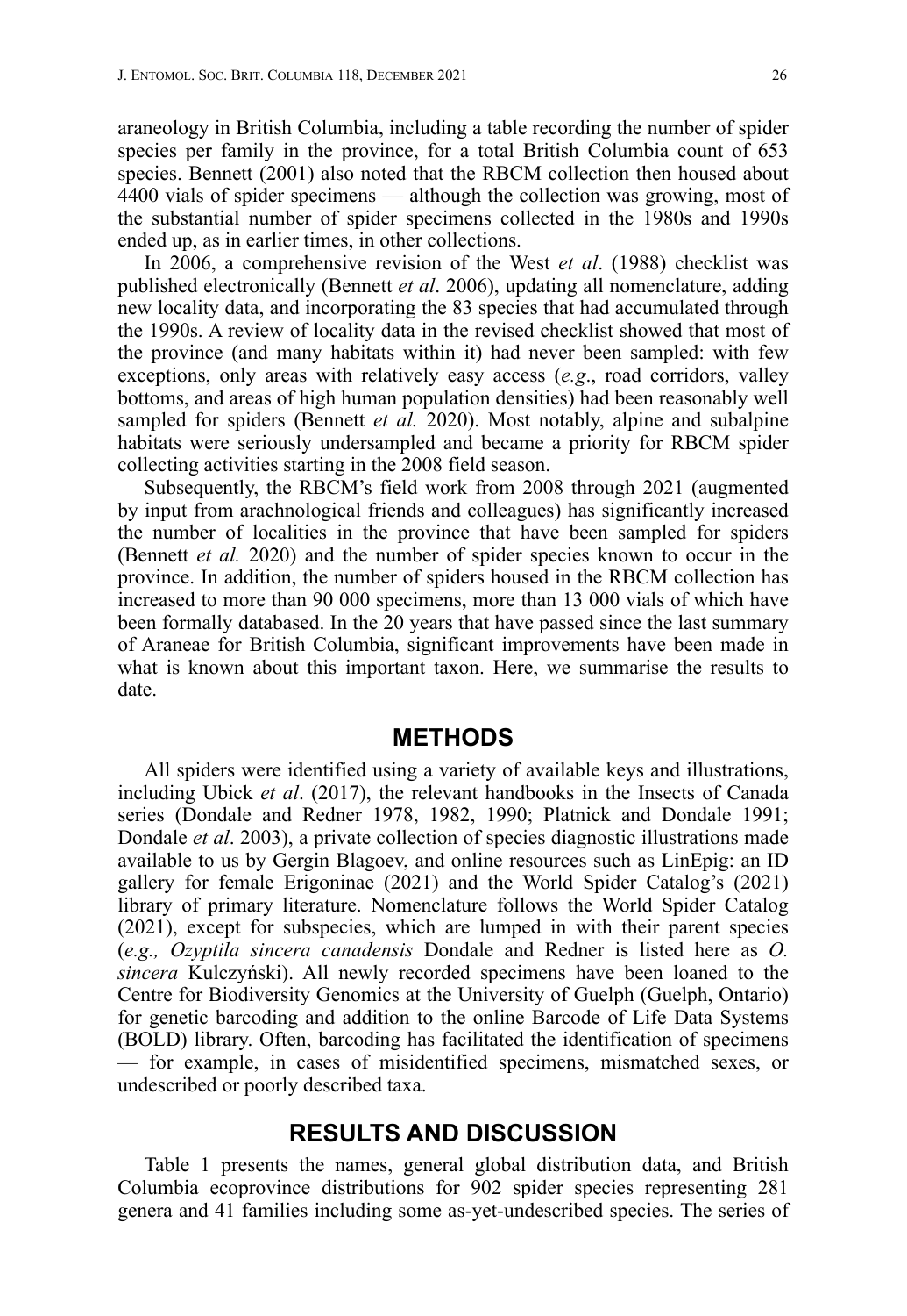araneology in British Columbia, including a table recording the number of spider species per family in the province, for a total British Columbia count of 653 species. Bennett (2001) also noted that the RBCM collection then housed about 4400 vials of spider specimens — although the collection was growing, most of the substantial number of spider specimens collected in the 1980s and 1990s ended up, as in earlier times, in other collections.

In 2006, a comprehensive revision of the West *et al*. (1988) checklist was published electronically (Bennett *et al*. 2006), updating all nomenclature, adding new locality data, and incorporating the 83 species that had accumulated through the 1990s. A review of locality data in the revised checklist showed that most of the province (and many habitats within it) had never been sampled: with few exceptions, only areas with relatively easy access (*e.g*., road corridors, valley bottoms, and areas of high human population densities) had been reasonably well sampled for spiders (Bennett *et al.* 2020). Most notably, alpine and subalpine habitats were seriously undersampled and became a priority for RBCM spider collecting activities starting in the 2008 field season.

Subsequently, the RBCM's field work from 2008 through 2021 (augmented by input from arachnological friends and colleagues) has significantly increased the number of localities in the province that have been sampled for spiders (Bennett *et al.* 2020) and the number of spider species known to occur in the province. In addition, the number of spiders housed in the RBCM collection has increased to more than 90 000 specimens, more than 13 000 vials of which have been formally databased. In the 20 years that have passed since the last summary of Araneae for British Columbia, significant improvements have been made in what is known about this important taxon. Here, we summarise the results to date.

## METHODS

All spiders were identified using a variety of available keys and illustrations, including Ubick *et al*. (2017), the relevant handbooks in the Insects of Canada series (Dondale and Redner 1978, 1982, 1990; Platnick and Dondale 1991; Dondale *et al*. 2003), a private collection of species diagnostic illustrations made available to us by Gergin Blagoev, and online resources such as LinEpig: an ID gallery for female Erigoninae (2021) and the World Spider Catalog's (2021) library of primary literature. Nomenclature follows the World Spider Catalog (2021), except for subspecies, which are lumped in with their parent species (*e.g., Ozyptila sincera canadensis* Dondale and Redner is listed here as *O. sincera* Kulczyński). All newly recorded specimens have been loaned to the Centre for Biodiversity Genomics at the University of Guelph (Guelph, Ontario) for genetic barcoding and addition to the online Barcode of Life Data Systems (BOLD) library. Often, barcoding has facilitated the identification of specimens — for example, in cases of misidentified specimens, mismatched sexes, or undescribed or poorly described taxa.

## RESULTS AND DISCUSSION

Table 1 presents the names, general global distribution data, and British Columbia ecoprovince distributions for 902 spider species representing 281 genera and 41 families including some as-yet-undescribed species. The series of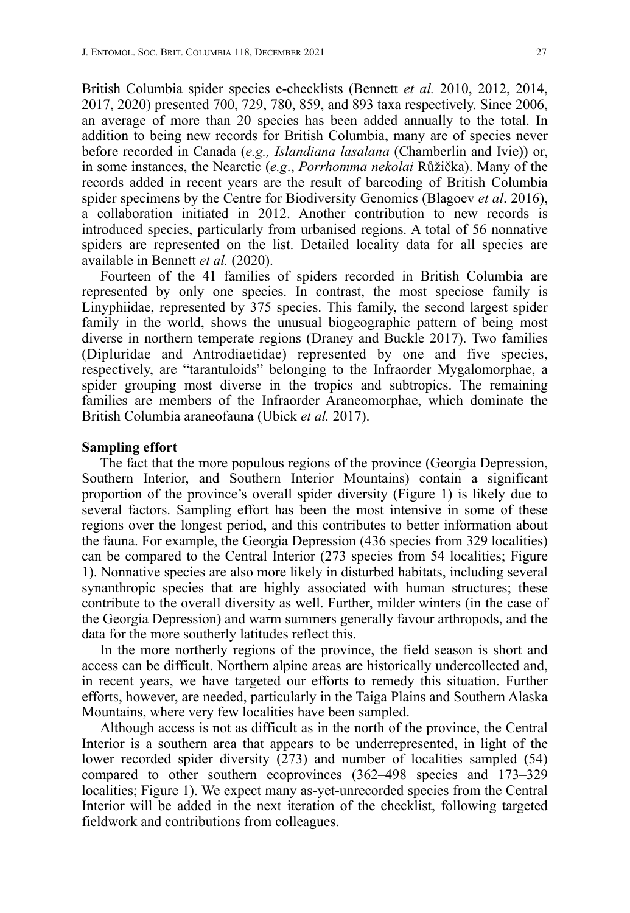British Columbia spider species e-checklists (Bennett *et al.* 2010, 2012, 2014, 2017, 2020) presented 700, 729, 780, 859, and 893 taxa respectively. Since 2006, an average of more than 20 species has been added annually to the total. In addition to being new records for British Columbia, many are of species never before recorded in Canada (*e.g., Islandiana lasalana* (Chamberlin and Ivie)) or, in some instances, the Nearctic (*e.g.*, *Porrhomma nekolai* Růžička). Many of the records added in recent years are the result of barcoding of British Columbia spider specimens by the Centre for Biodiversity Genomics (Blagoev *et al*. 2016), a collaboration initiated in 2012. Another contribution to new records is introduced species, particularly from urbanised regions. A total of 56 nonnative spiders are represented on the list. Detailed locality data for all species are available in Bennett *et al.* (2020).

Fourteen of the 41 families of spiders recorded in British Columbia are represented by only one species. In contrast, the most speciose family is Linyphiidae, represented by 375 species. This family, the second largest spider family in the world, shows the unusual biogeographic pattern of being most diverse in northern temperate regions (Draney and Buckle 2017). Two families (Dipluridae and Antrodiaetidae) represented by one and five species, respectively, are "tarantuloids" belonging to the Infraorder Mygalomorphae, a spider grouping most diverse in the tropics and subtropics. The remaining families are members of the Infraorder Araneomorphae, which dominate the British Columbia araneofauna (Ubick *et al.* 2017).

**Sampling effort**

The fact that the more populous regions of the province (Georgia Depression, Southern Interior, and Southern Interior Mountains) contain a significant proportion of the province's overall spider diversity (Figure 1) is likely due to several factors. Sampling effort has been the most intensive in some of these regions over the longest period, and this contributes to better information about the fauna. For example, the Georgia Depression (436 species from 329 localities) can be compared to the Central Interior (273 species from 54 localities; Figure 1). Nonnative species are also more likely in disturbed habitats, including several synanthropic species that are highly associated with human structures; these contribute to the overall diversity as well. Further, milder winters (in the case of the Georgia Depression) and warm summers generally favour arthropods, and the data for the more southerly latitudes reflect this.

In the more northerly regions of the province, the field season is short and access can be difficult. Northern alpine areas are historically undercollected and, in recent years, we have targeted our efforts to remedy this situation. Further efforts, however, are needed, particularly in the Taiga Plains and Southern Alaska Mountains, where very few localities have been sampled.

Although access is not as difficult as in the north of the province, the Central Interior is a southern area that appears to be underrepresented, in light of the lower recorded spider diversity (273) and number of localities sampled (54) compared to other southern ecoprovinces (362–498 species and 173–329 localities; Figure 1). We expect many as-yet-unrecorded species from the Central Interior will be added in the next iteration of the checklist, following targeted fieldwork and contributions from colleagues.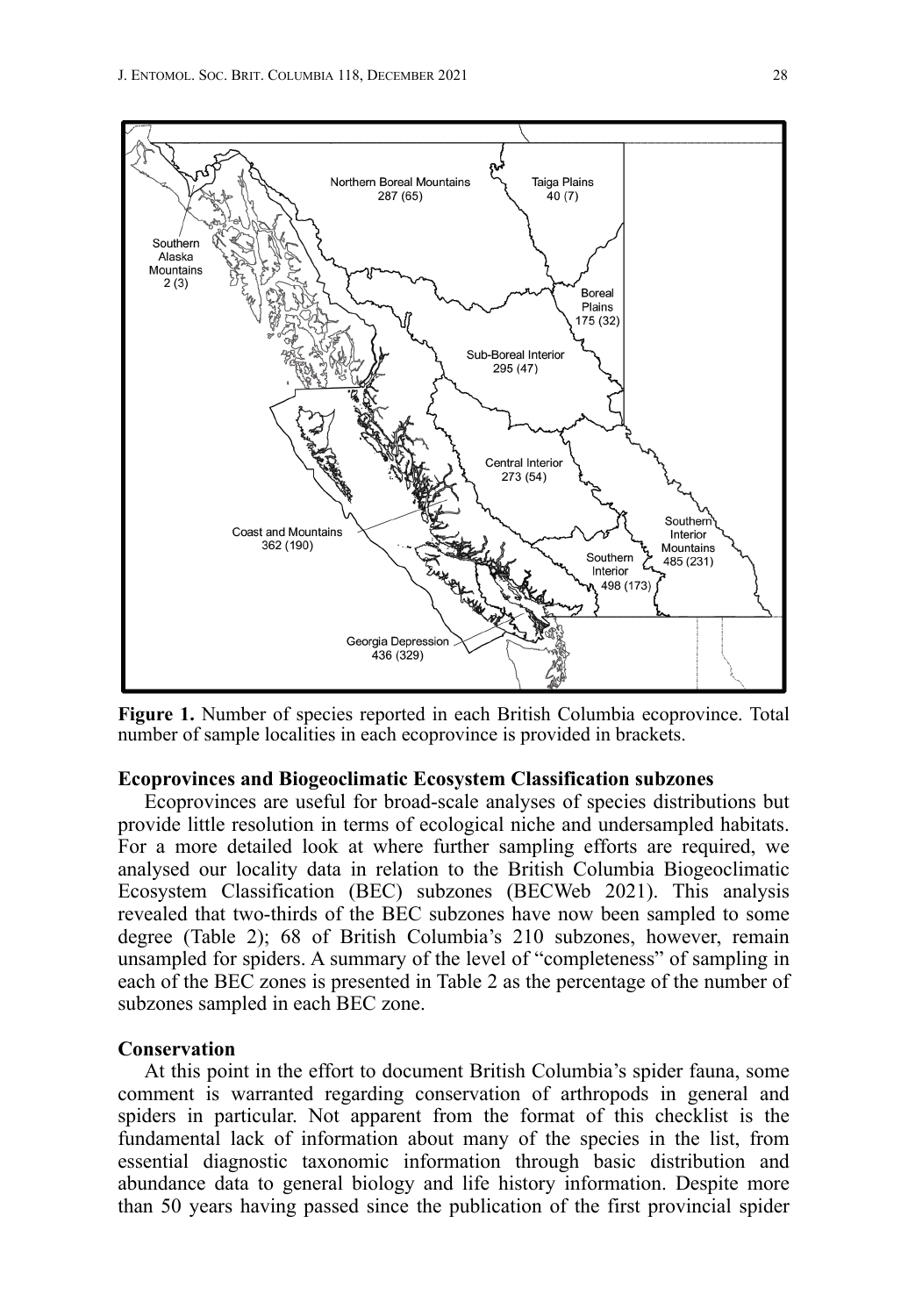Northern Boreal Mountains
287 (65)

Taiga Plains
40 (7)

Southern Alaska Mountains
2 (3)

Boreal Plains
175 (32)

Sub-Boreal Interior
295 (47)

Central Interior
273 (54)

Coast and Mountains
362 (190)

Southern Interior Mountains
485 (231)

Southern Interior
498 (173)

Georgia Depression
436 (329)

**Figure 1.** Number of species reported in each British Columbia ecoprovince. Total number of sample localities in each ecoprovince is provided in brackets.

**Ecoprovinces and Biogeoclimatic Ecosystem Classification subzones**

Ecoprovinces are useful for broad-scale analyses of species distributions but provide little resolution in terms of ecological niche and undersampled habitats. For a more detailed look at where further sampling efforts are required, we analysed our locality data in relation to the British Columbia Biogeoclimatic Ecosystem Classification (BEC) subzones (BECWeb 2021). This analysis revealed that two-thirds of the BEC subzones have now been sampled to some degree (Table 2); 68 of British Columbia's 210 subzones, however, remain unsampled for spiders. A summary of the level of "completeness" of sampling in each of the BEC zones is presented in Table 2 as the percentage of the number of subzones sampled in each BEC zone.

**Conservation**

At this point in the effort to document British Columbia's spider fauna, some comment is warranted regarding conservation of arthropods in general and spiders in particular. Not apparent from the format of this checklist is the fundamental lack of information about many of the species in the list, from essential diagnostic taxonomic information through basic distribution and abundance data to general biology and life history information. Despite more than 50 years having passed since the publication of the first provincial spider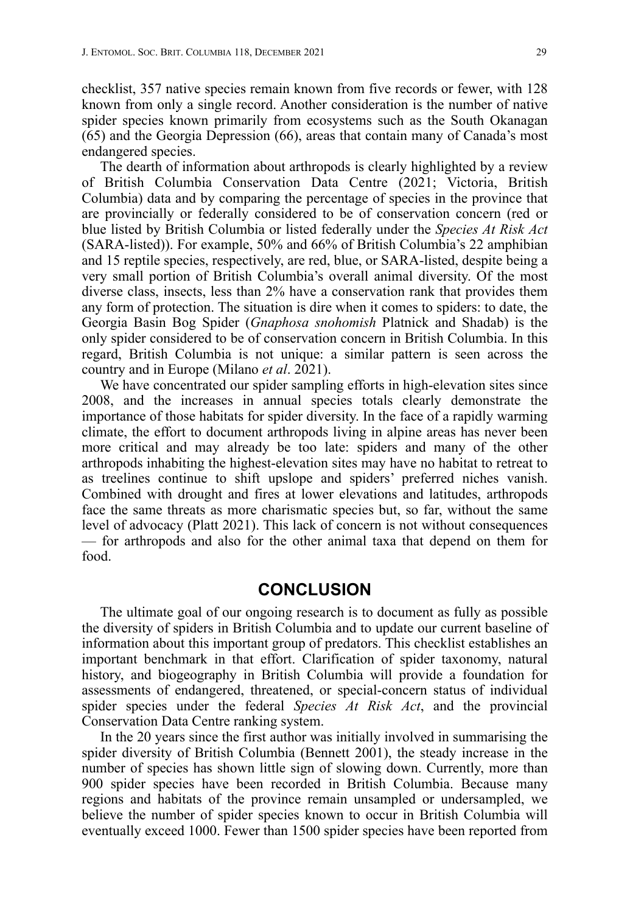checklist, 357 native species remain known from five records or fewer, with 128 known from only a single record. Another consideration is the number of native spider species known primarily from ecosystems such as the South Okanagan (65) and the Georgia Depression (66), areas that contain many of Canada's most endangered species.

The dearth of information about arthropods is clearly highlighted by a review of British Columbia Conservation Data Centre (2021; Victoria, British Columbia) data and by comparing the percentage of species in the province that are provincially or federally considered to be of conservation concern (red or blue listed by British Columbia or listed federally under the *Species At Risk Act* (SARA-listed)). For example, 50% and 66% of British Columbia's 22 amphibian and 15 reptile species, respectively, are red, blue, or SARA-listed, despite being a very small portion of British Columbia's overall animal diversity. Of the most diverse class, insects, less than 2% have a conservation rank that provides them any form of protection. The situation is dire when it comes to spiders: to date, the Georgia Basin Bog Spider (*Gnaphosa snohomish* Platnick and Shadab) is the only spider considered to be of conservation concern in British Columbia. In this regard, British Columbia is not unique: a similar pattern is seen across the country and in Europe (Milano *et al*. 2021).

We have concentrated our spider sampling efforts in high-elevation sites since 2008, and the increases in annual species totals clearly demonstrate the importance of those habitats for spider diversity. In the face of a rapidly warming climate, the effort to document arthropods living in alpine areas has never been more critical and may already be too late: spiders and many of the other arthropods inhabiting the highest-elevation sites may have no habitat to retreat to as treelines continue to shift upslope and spiders' preferred niches vanish. Combined with drought and fires at lower elevations and latitudes, arthropods face the same threats as more charismatic species but, so far, without the same level of advocacy (Platt 2021). This lack of concern is not without consequences — for arthropods and also for the other animal taxa that depend on them for food.

## CONCLUSION

The ultimate goal of our ongoing research is to document as fully as possible the diversity of spiders in British Columbia and to update our current baseline of information about this important group of predators. This checklist establishes an important benchmark in that effort. Clarification of spider taxonomy, natural history, and biogeography in British Columbia will provide a foundation for assessments of endangered, threatened, or special-concern status of individual spider species under the federal *Species At Risk Act*, and the provincial Conservation Data Centre ranking system.

In the 20 years since the first author was initially involved in summarising the spider diversity of British Columbia (Bennett 2001), the steady increase in the number of species has shown little sign of slowing down. Currently, more than 900 spider species have been recorded in British Columbia. Because many regions and habitats of the province remain unsampled or undersampled, we believe the number of spider species known to occur in British Columbia will eventually exceed 1000. Fewer than 1500 spider species have been reported from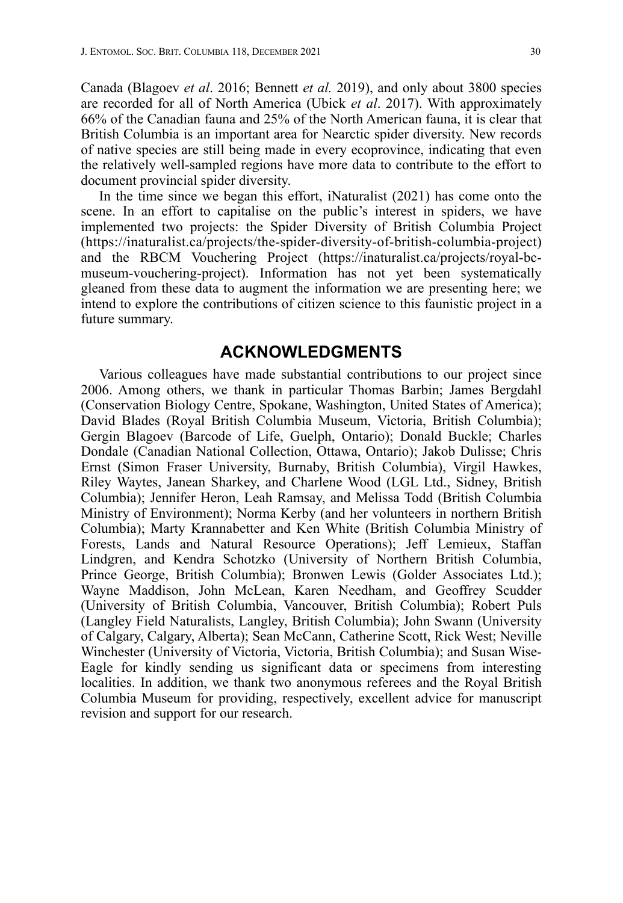Canada (Blagoev *et al*. 2016; Bennett *et al.* 2019), and only about 3800 species are recorded for all of North America (Ubick *et al*. 2017). With approximately 66% of the Canadian fauna and 25% of the North American fauna, it is clear that British Columbia is an important area for Nearctic spider diversity. New records of native species are still being made in every ecoprovince, indicating that even the relatively well-sampled regions have more data to contribute to the effort to document provincial spider diversity.

In the time since we began this effort, iNaturalist (2021) has come onto the scene. In an effort to capitalise on the public's interest in spiders, we have implemented two projects: the Spider Diversity of British Columbia Project (https://inaturalist.ca/projects/the-spider-diversity-of-british-columbia-project) and the RBCM Vouchering Project (https://inaturalist.ca/projects/royal-bc-museum-vouchering-project). Information has not yet been systematically gleaned from these data to augment the information we are presenting here; we intend to explore the contributions of citizen science to this faunistic project in a future summary.

## ACKNOWLEDGMENTS

Various colleagues have made substantial contributions to our project since 2006. Among others, we thank in particular Thomas Barbin; James Bergdahl (Conservation Biology Centre, Spokane, Washington, United States of America); David Blades (Royal British Columbia Museum, Victoria, British Columbia); Gergin Blagoev (Barcode of Life, Guelph, Ontario); Donald Buckle; Charles Dondale (Canadian National Collection, Ottawa, Ontario); Jakob Dulisse; Chris Ernst (Simon Fraser University, Burnaby, British Columbia), Virgil Hawkes, Riley Waytes, Janean Sharkey, and Charlene Wood (LGL Ltd., Sidney, British Columbia); Jennifer Heron, Leah Ramsay, and Melissa Todd (British Columbia Ministry of Environment); Norma Kerby (and her volunteers in northern British Columbia); Marty Krannabetter and Ken White (British Columbia Ministry of Forests, Lands and Natural Resource Operations); Jeff Lemieux, Staffan Lindgren, and Kendra Schotzko (University of Northern British Columbia, Prince George, British Columbia); Bronwen Lewis (Golder Associates Ltd.); Wayne Maddison, John McLean, Karen Needham, and Geoffrey Scudder (University of British Columbia, Vancouver, British Columbia); Robert Puls (Langley Field Naturalists, Langley, British Columbia); John Swann (University of Calgary, Calgary, Alberta); Sean McCann, Catherine Scott, Rick West; Neville Winchester (University of Victoria, Victoria, British Columbia); and Susan Wise-Eagle for kindly sending us significant data or specimens from interesting localities. In addition, we thank two anonymous referees and the Royal British Columbia Museum for providing, respectively, excellent advice for manuscript revision and support for our research.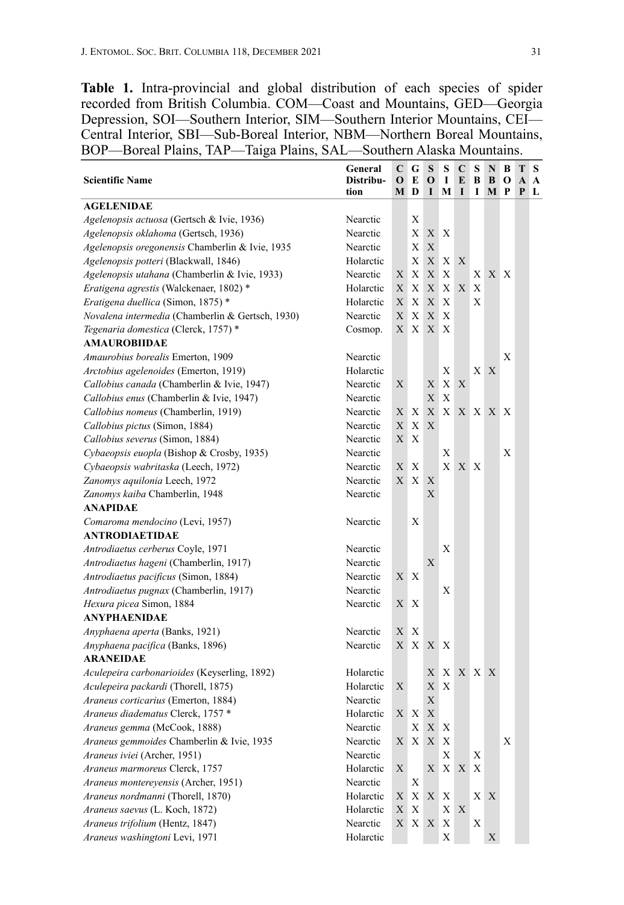**Table 1.** Intra-provincial and global distribution of each species of spider recorded from British Columbia. COM—Coast and Mountains, GED—Georgia Depression, SOI—Southern Interior, SIM—Southern Interior Mountains, CEI—Central Interior, SBI—Sub-Boreal Interior, NBM—Northern Boreal Mountains, BOP—Boreal Plains, TAP—Taiga Plains, SAL—Southern Alaska Mountains.

| Scientific Name | General Distribution | COM | GED | SOI | SIM | CEI | SBI | NBM | BOP | TAP | SAL |
|---|---|---|---|---|---|---|---|---|---|---|---|
| **AGELENIDAE** | | | | | | | | | | | |
| *Agelenopsis actuosa* (Gertsch & Ivie, 1936) | Nearctic | | X | | | | | | | | |
| *Agelenopsis oklahoma* (Gertsch, 1936) | Nearctic | | X | X | X | | | | | | |
| *Agelenopsis oregonensis* Chamberlin & Ivie, 1935 | Nearctic | | X | X | | | | | | | |
| *Agelenopsis potteri* (Blackwall, 1846) | Holarctic | | X | X | X | X | | | | | |
| *Agelenopsis utahana* (Chamberlin & Ivie, 1933) | Nearctic | X | X | X | X | | X | X | X | | |
| *Eratigena agrestis* (Walckenaer, 1802) * | Holarctic | X | X | X | X | X | X | | | | |
| *Eratigena duellica* (Simon, 1875) * | Holarctic | X | X | X | X | | X | | | | |
| *Novalena intermedia* (Chamberlin & Gertsch, 1930) | Nearctic | X | X | X | X | | | | | | |
| *Tegenaria domestica* (Clerck, 1757) * | Cosmop. | X | X | X | X | | | | | | |
| **AMAUROBIIDAE** | | | | | | | | | | | |
| *Amaurobius borealis* Emerton, 1909 | Nearctic | | | | | | | | X | | |
| *Arctobius agelenoides* (Emerton, 1919) | Holarctic | | | | X | | X | X | | | |
| *Callobius canada* (Chamberlin & Ivie, 1947) | Nearctic | X | | X | X | X | | | | | |
| *Callobius enus* (Chamberlin & Ivie, 1947) | Nearctic | | | X | X | | | | | | |
| *Callobius nomeus* (Chamberlin, 1919) | Nearctic | X | X | X | X | X | X | X | X | | |
| *Callobius pictus* (Simon, 1884) | Nearctic | X | X | X | | | | | | | |
| *Callobius severus* (Simon, 1884) | Nearctic | X | X | | | | | | | | |
| *Cybaeopsis euopla* (Bishop & Crosby, 1935) | Nearctic | | | | X | | | | X | | |
| *Cybaeopsis wabritaska* (Leech, 1972) | Nearctic | X | X | | X | X | X | | | | |
| *Zanomys aquilonia* Leech, 1972 | Nearctic | X | X | X | | | | | | | |
| *Zanomys kaiba* Chamberlin, 1948 | Nearctic | | | X | | | | | | | |
| **ANAPIDAE** | | | | | | | | | | | |
| *Comaroma mendocino* (Levi, 1957) | Nearctic | | X | | | | | | | | |
| **ANTRODIAETIDAE** | | | | | | | | | | | |
| *Antrodiaetus cerberus* Coyle, 1971 | Nearctic | | | | X | | | | | | |
| *Antrodiaetus hageni* (Chamberlin, 1917) | Nearctic | | | X | | | | | | | |
| *Antrodiaetus pacificus* (Simon, 1884) | Nearctic | X | X | | | | | | | | |
| *Antrodiaetus pugnax* (Chamberlin, 1917) | Nearctic | | | | X | | | | | | |
| *Hexura picea* Simon, 1884 | Nearctic | X | X | | | | | | | | |
| **ANYPHAENIDAE** | | | | | | | | | | | |
| *Anyphaena aperta* (Banks, 1921) | Nearctic | X | X | | | | | | | | |
| *Anyphaena pacifica* (Banks, 1896) | Nearctic | X | X | X | X | | | | | | |
| **ARANEIDAE** | | | | | | | | | | | |
| *Aculepeira carbonarioides* (Keyserling, 1892) | Holarctic | | | X | X | X | X | X | | | |
| *Aculepeira packardi* (Thorell, 1875) | Holarctic | X | | X | X | | | | | | |
| *Araneus corticarius* (Emerton, 1884) | Nearctic | | | X | | | | | | | |
| *Araneus diadematus* Clerck, 1757 * | Holarctic | X | X | X | | | | | | | |
| *Araneus gemma* (McCook, 1888) | Nearctic | | X | X | X | | | | | | |
| *Araneus gemmoides* Chamberlin & Ivie, 1935 | Nearctic | X | X | X | X | | | | X | | |
| *Araneus iviei* (Archer, 1951) | Nearctic | | | | X | | X | | | | |
| *Araneus marmoreus* Clerck, 1757 | Holarctic | X | | X | X | X | X | | | | |
| *Araneus montereyensis* (Archer, 1951) | Nearctic | | X | | | | | | | | |
| *Araneus nordmanni* (Thorell, 1870) | Holarctic | X | X | X | X | | X | X | | | |
| *Araneus saevus* (L. Koch, 1872) | Holarctic | X | X | | X | X | | | | | |
| *Araneus trifolium* (Hentz, 1847) | Nearctic | X | X | X | X | | X | | | | |
| *Araneus washingtoni* Levi, 1971 | Holarctic | | | | X | | | X | | | |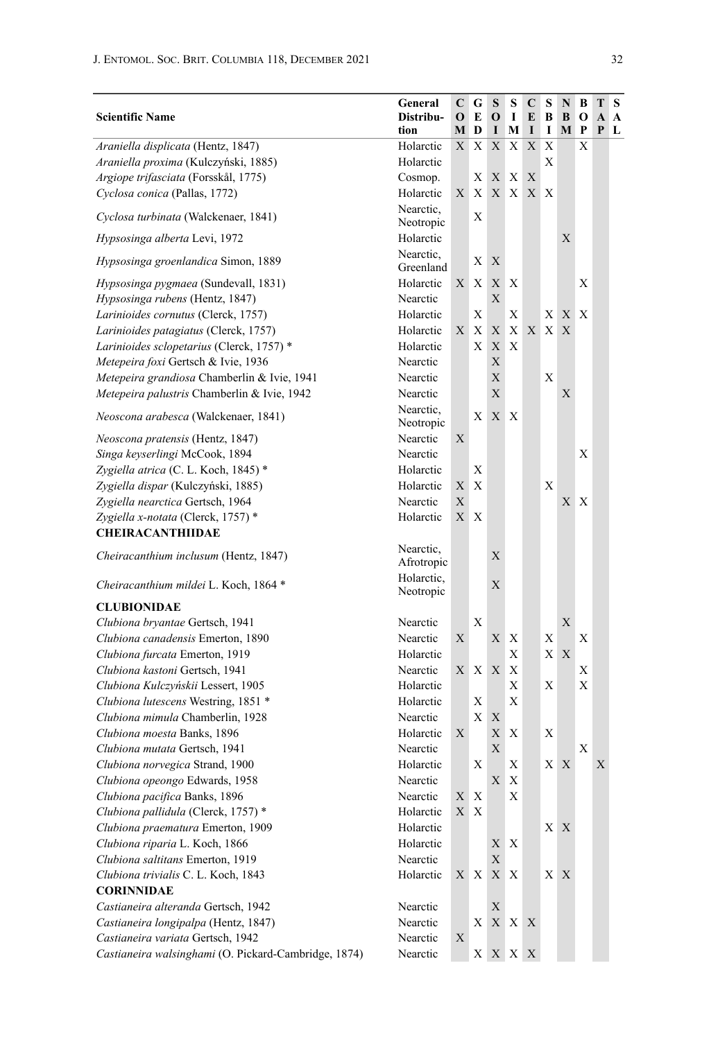| Scientific Name | General Distribution | COM | GED | SOI | SIM | CEI | SBI | NBM | BOP | TAP | SAL |
|---|---|---|---|---|---|---|---|---|---|---|---|
| *Araniella displicata* (Hentz, 1847) | Holarctic | X | X | X | X | X | X | | X | | |
| *Araniella proxima* (Kulczyński, 1885) | Holarctic | | | | | | X | | | | |
| *Argiope trifasciata* (Forsskål, 1775) | Cosmop. | | X | X | X | X | | | | | |
| *Cyclosa conica* (Pallas, 1772) | Holarctic | X | X | X | X | X | X | | | | |
| *Cyclosa turbinata* (Walckenaer, 1841) | Nearctic, Neotropic | | X | | | | | | | | |
| *Hypsosinga alberta* Levi, 1972 | Holarctic | | | | | | | X | | | |
| *Hypsosinga groenlandica* Simon, 1889 | Nearctic, Greenland | | X | X | | | | | | | |
| *Hypsosinga pygmaea* (Sundevall, 1831) | Holarctic | X | X | X | X | | | | X | | |
| *Hypsosinga rubens* (Hentz, 1847) | Nearctic | | | X | | | | | | | |
| *Larinioides cornutus* (Clerck, 1757) | Holarctic | | X | | X | | X | X | X | | |
| *Larinioides patagiatus* (Clerck, 1757) | Holarctic | X | X | X | X | X | X | X | | | |
| *Larinioides sclopetarius* (Clerck, 1757) * | Holarctic | | X | X | X | | | | | | |
| *Metepeira foxi* Gertsch & Ivie, 1936 | Nearctic | | | X | | | | | | | |
| *Metepeira grandiosa* Chamberlin & Ivie, 1941 | Nearctic | | | X | | | X | | | | |
| *Metepeira palustris* Chamberlin & Ivie, 1942 | Nearctic | | | X | | | | X | | | |
| *Neoscona arabesca* (Walckenaer, 1841) | Nearctic, Neotropic | | X | X | X | | | | | | |
| *Neoscona pratensis* (Hentz, 1847) | Nearctic | X | | | | | | | | | |
| *Singa keyserlingi* McCook, 1894 | Nearctic | | | | | | | | X | | |
| *Zygiella atrica* (C. L. Koch, 1845) * | Holarctic | | X | | | | | | | | |
| *Zygiella dispar* (Kulczyński, 1885) | Holarctic | X | X | | | | X | | | | |
| *Zygiella nearctica* Gertsch, 1964 | Nearctic | X | | | | | | X | X | | |
| *Zygiella x-notata* (Clerck, 1757) * | Holarctic | X | X | | | | | | | | |
| **CHEIRACANTHIIDAE** | | | | | | | | | | | |
| *Cheiracanthium inclusum* (Hentz, 1847) | Nearctic, Afrotropic | | | X | | | | | | | |
| *Cheiracanthium mildei* L. Koch, 1864 * | Holarctic, Neotropic | | | X | | | | | | | |
| **CLUBIONIDAE** | | | | | | | | | | | |
| *Clubiona bryantae* Gertsch, 1941 | Nearctic | | X | | | | | X | | | |
| *Clubiona canadensis* Emerton, 1890 | Nearctic | X | | X | X | | X | | X | | |
| *Clubiona furcata* Emerton, 1919 | Holarctic | | | | X | | X | X | | | |
| *Clubiona kastoni* Gertsch, 1941 | Nearctic | X | X | X | X | | | | X | | |
| *Clubiona Kulczyńskii* Lessert, 1905 | Holarctic | | | | X | | X | | X | | |
| *Clubiona lutescens* Westring, 1851 * | Holarctic | | X | | X | | | | | | |
| *Clubiona mimula* Chamberlin, 1928 | Nearctic | | X | X | | | | | | | |
| *Clubiona moesta* Banks, 1896 | Holarctic | X | | X | X | | X | | | | |
| *Clubiona mutata* Gertsch, 1941 | Nearctic | | | X | | | | | X | | |
| *Clubiona norvegica* Strand, 1900 | Holarctic | | X | | X | | X | X | | X | |
| *Clubiona opeongo* Edwards, 1958 | Nearctic | | | X | X | | | | | | |
| *Clubiona pacifica* Banks, 1896 | Nearctic | X | X | | X | | | | | | |
| *Clubiona pallidula* (Clerck, 1757) * | Holarctic | X | X | | | | | | | | |
| *Clubiona praematura* Emerton, 1909 | Holarctic | | | | | | X | X | | | |
| *Clubiona riparia* L. Koch, 1866 | Holarctic | | | X | X | | | | | | |
| *Clubiona saltitans* Emerton, 1919 | Nearctic | | | X | | | | | | | |
| *Clubiona trivialis* C. L. Koch, 1843 | Holarctic | X | X | X | X | | X | X | | | |
| **CORINNIDAE** | | | | | | | | | | | |
| *Castianeira alteranda* Gertsch, 1942 | Nearctic | | | X | | | | | | | |
| *Castianeira longipalpa* (Hentz, 1847) | Nearctic | | X | X | X | X | | | | | |
| *Castianeira variata* Gertsch, 1942 | Nearctic | X | | | | | | | | | |
| *Castianeira walsinghami* (O. Pickard-Cambridge, 1874) | Nearctic | | X | X | X | X | | | | | |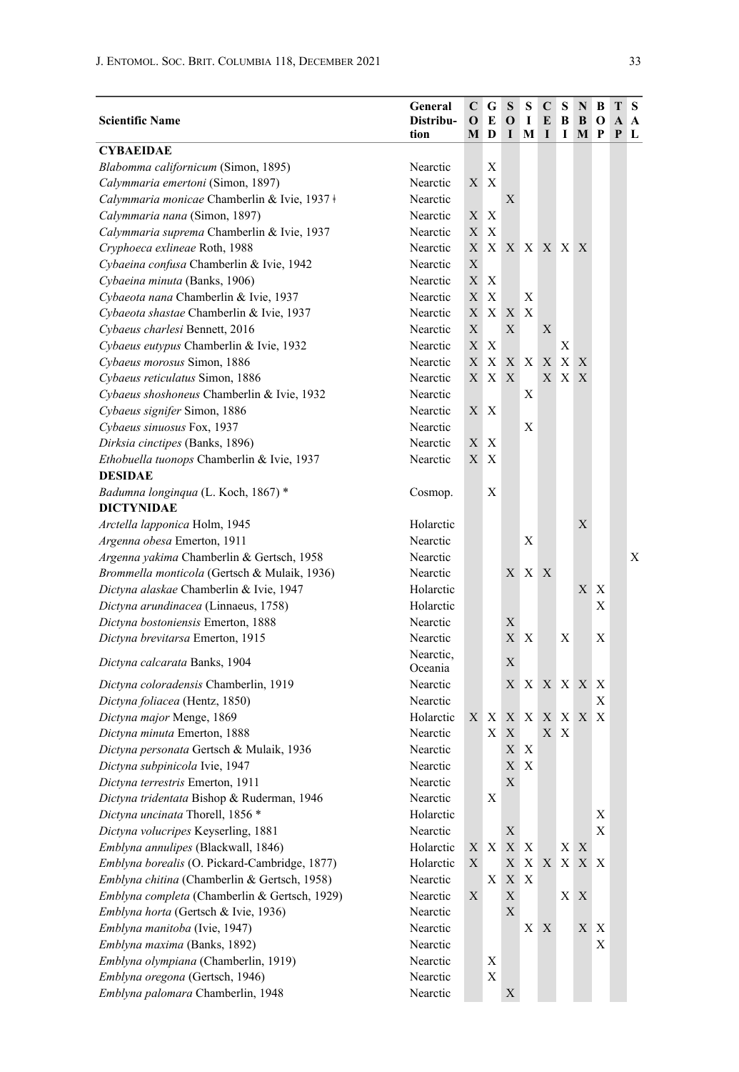| Scientific Name | General Distribution | COM | GED | SOI | SIM | CEI | SBI | NBM | BOP | TAP | SAL |
|---|---|---|---|---|---|---|---|---|---|---|---|
| **CYBAEIDAE** | | | | | | | | | | | |
| *Blabomma californicum* (Simon, 1895) | Nearctic | | X | | | | | | | | |
| *Calymmaria emertoni* (Simon, 1897) | Nearctic | X | X | | | | | | | | |
| *Calymmaria monicae* Chamberlin & Ivie, 1937 ‡ | Nearctic | | | X | | | | | | | |
| *Calymmaria nana* (Simon, 1897) | Nearctic | X | X | | | | | | | | |
| *Calymmaria suprema* Chamberlin & Ivie, 1937 | Nearctic | X | X | | | | | | | | |
| *Cryphoeca exlineae* Roth, 1988 | Nearctic | X | X | X | X | X | X | X | | | |
| *Cybaeina confusa* Chamberlin & Ivie, 1942 | Nearctic | X | | | | | | | | | |
| *Cybaeina minuta* (Banks, 1906) | Nearctic | X | X | | | | | | | | |
| *Cybaeota nana* Chamberlin & Ivie, 1937 | Nearctic | X | X | | X | | | | | | |
| *Cybaeota shastae* Chamberlin & Ivie, 1937 | Nearctic | X | X | X | X | | | | | | |
| *Cybaeus charlesi* Bennett, 2016 | Nearctic | X | | X | | X | | | | | |
| *Cybaeus eutypus* Chamberlin & Ivie, 1932 | Nearctic | X | X | | | | X | | | | |
| *Cybaeus morosus* Simon, 1886 | Nearctic | X | X | X | X | X | X | X | | | |
| *Cybaeus reticulatus* Simon, 1886 | Nearctic | X | X | X | | X | X | X | | | |
| *Cybaeus shoshoneus* Chamberlin & Ivie, 1932 | Nearctic | | | | X | | | | | | |
| *Cybaeus signifer* Simon, 1886 | Nearctic | X | X | | | | | | | | |
| *Cybaeus sinuosus* Fox, 1937 | Nearctic | | | | X | | | | | | |
| *Dirksia cinctipes* (Banks, 1896) | Nearctic | X | X | | | | | | | | |
| *Ethobuella tuonops* Chamberlin & Ivie, 1937 | Nearctic | X | X | | | | | | | | |
| **DESIDAE** | | | | | | | | | | | |
| *Badumna longinqua* (L. Koch, 1867) * | Cosmop. | | X | | | | | | | | |
| **DICTYNIDAE** | | | | | | | | | | | |
| *Arctella lapponica* Holm, 1945 | Holarctic | | | | | | | X | | | |
| *Argenna obesa* Emerton, 1911 | Nearctic | | | | X | | | | | | |
| *Argenna yakima* Chamberlin & Gertsch, 1958 | Nearctic | | | | | | | | | | X |
| *Brommella monticola* (Gertsch & Mulaik, 1936) | Nearctic | | | X | X | X | | | | | |
| *Dictyna alaskae* Chamberlin & Ivie, 1947 | Holarctic | | | | | | | X | X | | |
| *Dictyna arundinacea* (Linnaeus, 1758) | Holarctic | | | | | | | | X | | |
| *Dictyna bostoniensis* Emerton, 1888 | Nearctic | | | X | | | | | | | |
| *Dictyna brevitarsa* Emerton, 1915 | Nearctic | | | X | X | | X | | X | | |
| *Dictyna calcarata* Banks, 1904 | Nearctic, Oceania | | | X | | | | | | | |
| *Dictyna coloradensis* Chamberlin, 1919 | Nearctic | | | X | X | X | X | X | X | | |
| *Dictyna foliacea* (Hentz, 1850) | Nearctic | | | | | | | | X | | |
| *Dictyna major* Menge, 1869 | Holarctic | X | X | X | X | X | X | X | X | | |
| *Dictyna minuta* Emerton, 1888 | Nearctic | | X | X | | X | X | | | | |
| *Dictyna personata* Gertsch & Mulaik, 1936 | Nearctic | | | X | X | | | | | | |
| *Dictyna subpinicola* Ivie, 1947 | Nearctic | | | X | X | | | | | | |
| *Dictyna terrestris* Emerton, 1911 | Nearctic | | | X | | | | | | | |
| *Dictyna tridentata* Bishop & Ruderman, 1946 | Nearctic | | X | | | | | | | | |
| *Dictyna uncinata* Thorell, 1856 * | Holarctic | | | | | | | | X | | |
| *Dictyna volucripes* Keyserling, 1881 | Nearctic | | | X | | | | | X | | |
| *Emblyna annulipes* (Blackwall, 1846) | Holarctic | X | X | X | X | | X | X | | | |
| *Emblyna borealis* (O. Pickard-Cambridge, 1877) | Holarctic | X | | X | X | X | X | X | X | | |
| *Emblyna chitina* (Chamberlin & Gertsch, 1958) | Nearctic | | X | X | X | | | | | | |
| *Emblyna completa* (Chamberlin & Gertsch, 1929) | Nearctic | X | | X | | | X | X | | | |
| *Emblyna horta* (Gertsch & Ivie, 1936) | Nearctic | | | X | | | | | | | |
| *Emblyna manitoba* (Ivie, 1947) | Nearctic | | | | X | X | | X | X | | |
| *Emblyna maxima* (Banks, 1892) | Nearctic | | | | | | | | X | | |
| *Emblyna olympiana* (Chamberlin, 1919) | Nearctic | | X | | | | | | | | |
| *Emblyna oregona* (Gertsch, 1946) | Nearctic | | X | | | | | | | | |
| *Emblyna palomara* Chamberlin, 1948 | Nearctic | | | X | | | | | | | |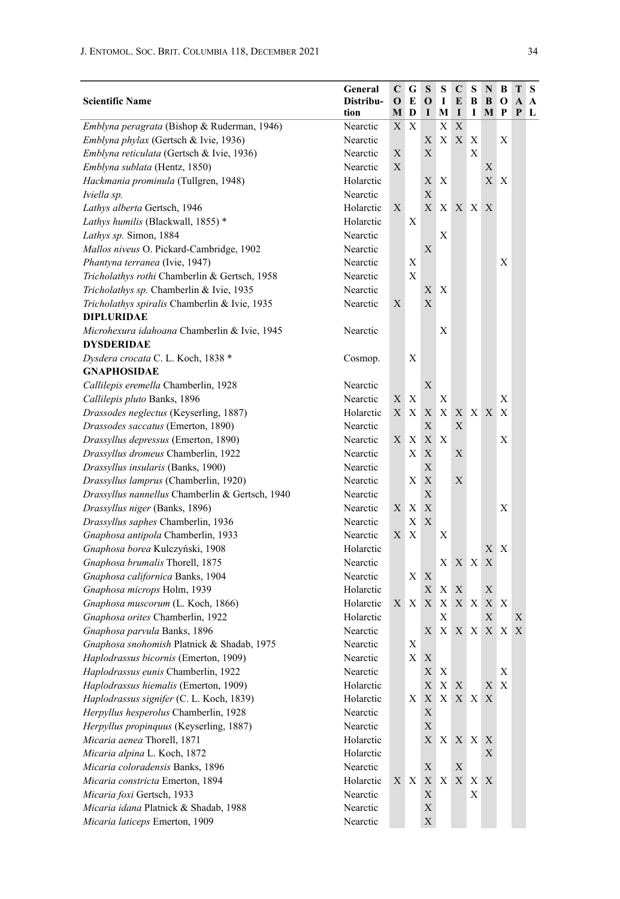| Scientific Name | General Distribution | COM | GED | SOI | SIM | CEI | SBI | NBM | BOP | TAP | SAL |
|---|---|---|---|---|---|---|---|---|---|---|---|
| *Emblyna peragrata* (Bishop & Ruderman, 1946) | Nearctic | X | X | | X | X | | | | | |
| *Emblyna phylax* (Gertsch & Ivie, 1936) | Nearctic | | | X | X | X | X | | X | | |
| *Emblyna reticulata* (Gertsch & Ivie, 1936) | Nearctic | X | | X | | | X | | | | |
| *Emblyna sublata* (Hentz, 1850) | Nearctic | X | | | | | | X | | | |
| *Hackmania prominula* (Tullgren, 1948) | Holarctic | | | X | X | | | X | X | | |
| *Iviella sp.* | Nearctic | | | X | | | | | | | |
| *Lathys alberta* Gertsch, 1946 | Holarctic | X | | X | X | X | X | X | | | |
| *Lathys humilis* (Blackwall, 1855) * | Holarctic | | X | | | | | | | | |
| *Lathys sp.* Simon, 1884 | Nearctic | | | | X | | | | | | |
| *Mallos niveus* O. Pickard-Cambridge, 1902 | Nearctic | | | X | | | | | | | |
| *Phantyna terranea* (Ivie, 1947) | Nearctic | | X | | | | | | X | | |
| *Tricholathys rothi* Chamberlin & Gertsch, 1958 | Nearctic | | X | | | | | | | | |
| *Tricholathys sp.* Chamberlin & Ivie, 1935 | Nearctic | | | X | X | | | | | | |
| *Tricholathys spiralis* Chamberlin & Ivie, 1935 | Nearctic | X | | X | | | | | | | |
| **DIPLURIDAE** | | | | | | | | | | | |
| *Microhexura idahoana* Chamberlin & Ivie, 1945 | Nearctic | | | | X | | | | | | |
| **DYSDERIDAE** | | | | | | | | | | | |
| *Dysdera crocata* C. L. Koch, 1838 * | Cosmop. | | X | | | | | | | | |
| **GNAPHOSIDAE** | | | | | | | | | | | |
| *Callilepis eremella* Chamberlin, 1928 | Nearctic | | | X | | | | | | | |
| *Callilepis pluto* Banks, 1896 | Nearctic | X | X | | X | | | | X | | |
| *Drassodes neglectus* (Keyserling, 1887) | Holarctic | X | X | X | X | X | X | X | X | | |
| *Drassodes saccatus* (Emerton, 1890) | Nearctic | | | X | | X | | | | | |
| *Drassyllus depressus* (Emerton, 1890) | Nearctic | X | X | X | X | | | | X | | |
| *Drassyllus dromeus* Chamberlin, 1922 | Nearctic | | X | X | | X | | | | | |
| *Drassyllus insularis* (Banks, 1900) | Nearctic | | | X | | | | | | | |
| *Drassyllus lamprus* (Chamberlin, 1920) | Nearctic | | X | X | | X | | | | | |
| *Drassyllus nannellus* Chamberlin & Gertsch, 1940 | Nearctic | | | X | | | | | | | |
| *Drassyllus niger* (Banks, 1896) | Nearctic | X | X | X | | | | | X | | |
| *Drassyllus saphes* Chamberlin, 1936 | Nearctic | | X | X | | | | | | | |
| *Gnaphosa antipola* Chamberlin, 1933 | Nearctic | X | X | | X | | | | | | |
| *Gnaphosa borea* Kulczyński, 1908 | Holarctic | | | | | | | X | X | | |
| *Gnaphosa brumalis* Thorell, 1875 | Nearctic | | | | X | X | X | X | | | |
| *Gnaphosa californica* Banks, 1904 | Nearctic | | X | X | | | | | | | |
| *Gnaphosa microps* Holm, 1939 | Holarctic | | | X | X | X | | X | | | |
| *Gnaphosa muscorum* (L. Koch, 1866) | Holarctic | X | X | X | X | X | X | X | X | | |
| *Gnaphosa orites* Chamberlin, 1922 | Holarctic | | | | X | | | X | | X | |
| *Gnaphosa parvula* Banks, 1896 | Nearctic | | | X | X | X | X | X | X | X | |
| *Gnaphosa snohomish* Platnick & Shadab, 1975 | Nearctic | | X | | | | | | | | |
| *Haplodrassus bicornis* (Emerton, 1909) | Nearctic | | X | X | | | | | | | |
| *Haplodrassus eunis* Chamberlin, 1922 | Nearctic | | | X | X | | | | X | | |
| *Haplodrassus hiemalis* (Emerton, 1909) | Holarctic | | | X | X | X | | X | X | | |
| *Haplodrassus signifer* (C. L. Koch, 1839) | Holarctic | | X | X | X | X | X | X | | | |
| *Herpyllus hesperolus* Chamberlin, 1928 | Nearctic | | | X | | | | | | | |
| *Herpyllus propinquus* (Keyserling, 1887) | Nearctic | | | X | | | | | | | |
| *Micaria aenea* Thorell, 1871 | Holarctic | | | X | X | X | X | X | | | |
| *Micaria alpina* L. Koch, 1872 | Holarctic | | | | | | | X | | | |
| *Micaria coloradensis* Banks, 1896 | Nearctic | | | X | | X | | | | | |
| *Micaria constricta* Emerton, 1894 | Holarctic | X | X | X | X | X | X | X | | | |
| *Micaria foxi* Gertsch, 1933 | Nearctic | | | X | | | X | | | | |
| *Micaria idana* Platnick & Shadab, 1988 | Nearctic | | | X | | | | | | | |
| *Micaria laticeps* Emerton, 1909 | Nearctic | | | X | | | | | | | |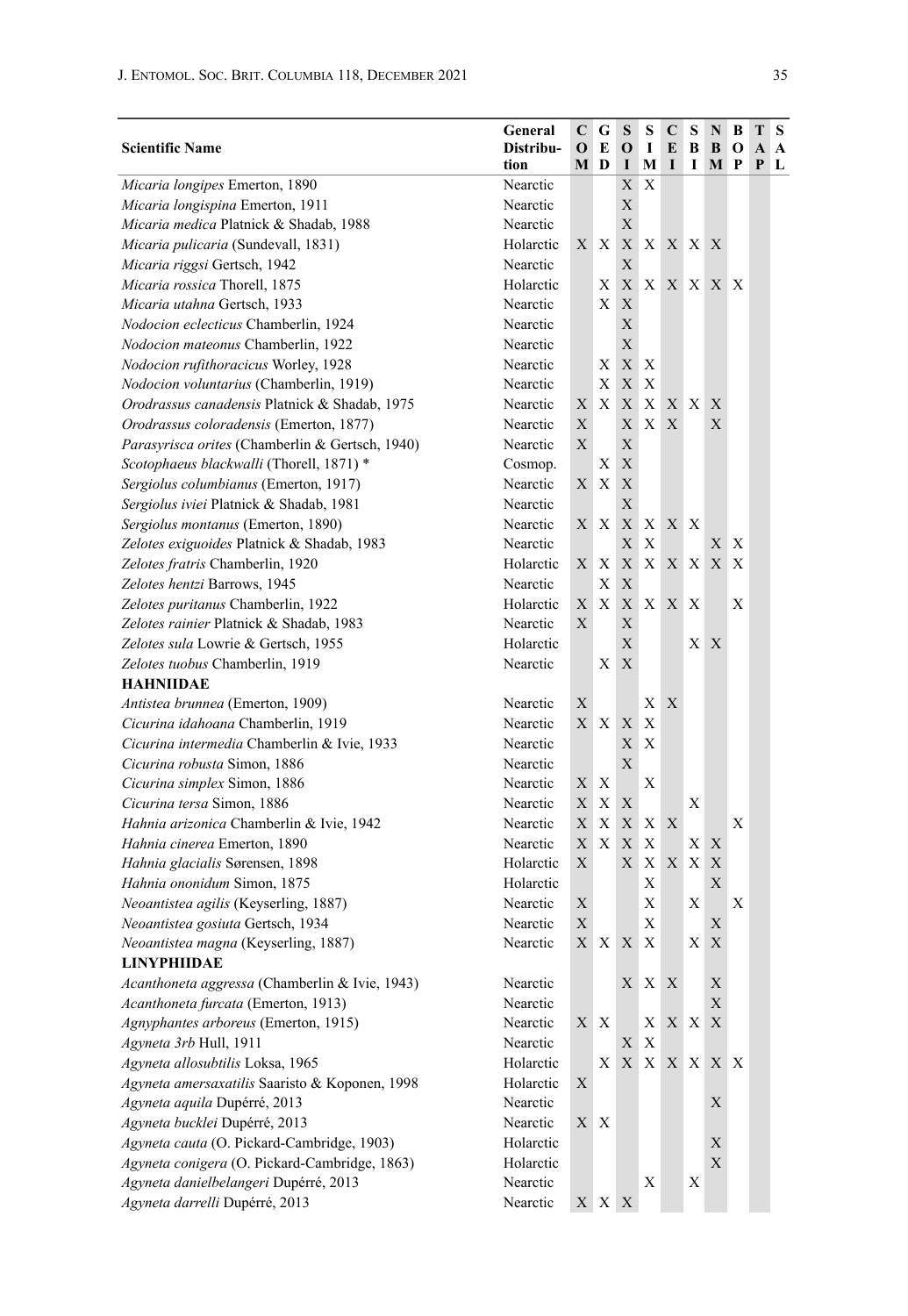| Scientific Name | General Distribution | COM | GED | SOI | SIM | CEI | SBI | NBM | BOP | TAP | SAL |
|---|---|---|---|---|---|---|---|---|---|---|---|
| *Micaria longipes* Emerton, 1890 | Nearctic | | | X | X | | | | | | |
| *Micaria longispina* Emerton, 1911 | Nearctic | | | X | | | | | | | |
| *Micaria medica* Platnick & Shadab, 1988 | Nearctic | | | X | | | | | | | |
| *Micaria pulicaria* (Sundevall, 1831) | Holarctic | X | X | X | X | X | X | X | | | |
| *Micaria riggsi* Gertsch, 1942 | Nearctic | | | X | | | | | | | |
| *Micaria rossica* Thorell, 1875 | Holarctic | | X | X | X | X | X | X | X | | |
| *Micaria utahna* Gertsch, 1933 | Nearctic | | X | X | | | | | | | |
| *Nodocion eclecticus* Chamberlin, 1924 | Nearctic | | | X | | | | | | | |
| *Nodocion mateonus* Chamberlin, 1922 | Nearctic | | | X | | | | | | | |
| *Nodocion rufithoracicus* Worley, 1928 | Nearctic | | X | X | X | | | | | | |
| *Nodocion voluntarius* (Chamberlin, 1919) | Nearctic | | X | X | X | | | | | | |
| *Orodrassus canadensis* Platnick & Shadab, 1975 | Nearctic | X | X | X | X | X | X | X | | | |
| *Orodrassus coloradensis* (Emerton, 1877) | Nearctic | X | | X | X | X | | X | | | |
| *Parasyrisca orites* (Chamberlin & Gertsch, 1940) | Nearctic | X | | X | | | | | | | |
| *Scotophaeus blackwalli* (Thorell, 1871) * | Cosmop. | | X | X | | | | | | | |
| *Sergiolus columbianus* (Emerton, 1917) | Nearctic | X | X | X | | | | | | | |
| *Sergiolus iviei* Platnick & Shadab, 1981 | Nearctic | | | X | | | | | | | |
| *Sergiolus montanus* (Emerton, 1890) | Nearctic | X | X | X | X | X | X | | | | |
| *Zelotes exiguoides* Platnick & Shadab, 1983 | Nearctic | | | X | X | | | X | X | | |
| *Zelotes fratris* Chamberlin, 1920 | Holarctic | X | X | X | X | X | X | X | X | | |
| *Zelotes hentzi* Barrows, 1945 | Nearctic | | X | X | | | | | | | |
| *Zelotes puritanus* Chamberlin, 1922 | Holarctic | X | X | X | X | X | X | | X | | |
| *Zelotes rainier* Platnick & Shadab, 1983 | Nearctic | X | | X | | | | | | | |
| *Zelotes sula* Lowrie & Gertsch, 1955 | Holarctic | | | X | | | X | X | | | |
| *Zelotes tuobus* Chamberlin, 1919 | Nearctic | | X | X | | | | | | | |
| **HAHNIIDAE** | | | | | | | | | | | |
| *Antistea brunnea* (Emerton, 1909) | Nearctic | X | | | X | X | | | | | |
| *Cicurina idahoana* Chamberlin, 1919 | Nearctic | X | X | X | X | | | | | | |
| *Cicurina intermedia* Chamberlin & Ivie, 1933 | Nearctic | | | X | X | | | | | | |
| *Cicurina robusta* Simon, 1886 | Nearctic | | | X | | | | | | | |
| *Cicurina simplex* Simon, 1886 | Nearctic | X | X | | X | | | | | | |
| *Cicurina tersa* Simon, 1886 | Nearctic | X | X | X | | | X | | | | |
| *Hahnia arizonica* Chamberlin & Ivie, 1942 | Nearctic | X | X | X | X | X | | | X | | |
| *Hahnia cinerea* Emerton, 1890 | Nearctic | X | X | X | X | | X | X | | | |
| *Hahnia glacialis* Sørensen, 1898 | Holarctic | X | | X | X | X | X | X | | | |
| *Hahnia ononidum* Simon, 1875 | Holarctic | | | | X | | | X | | | |
| *Neoantistea agilis* (Keyserling, 1887) | Nearctic | X | | | X | | X | | X | | |
| *Neoantistea gosiuta* Gertsch, 1934 | Nearctic | X | | | X | | | X | | | |
| *Neoantistea magna* (Keyserling, 1887) | Nearctic | X | X | X | X | | X | X | | | |
| **LINYPHIIDAE** | | | | | | | | | | | |
| *Acanthoneta aggressa* (Chamberlin & Ivie, 1943) | Nearctic | | | X | X | X | | X | | | |
| *Acanthoneta furcata* (Emerton, 1913) | Nearctic | | | | | | | X | | | |
| *Agnyphantes arboreus* (Emerton, 1915) | Nearctic | X | X | | X | X | X | X | | | |
| *Agyneta 3rb* Hull, 1911 | Nearctic | | | X | X | | | | | | |
| *Agyneta allosubtilis* Loksa, 1965 | Holarctic | | X | X | X | X | X | X | X | | |
| *Agyneta amersaxatilis* Saaristo & Koponen, 1998 | Holarctic | X | | | | | | | | | |
| *Agyneta aquila* Dupérré, 2013 | Nearctic | | | | | | | X | | | |
| *Agyneta bucklei* Dupérré, 2013 | Nearctic | X | X | | | | | | | | |
| *Agyneta cauta* (O. Pickard-Cambridge, 1903) | Holarctic | | | | | | | X | | | |
| *Agyneta conigera* (O. Pickard-Cambridge, 1863) | Holarctic | | | | | | | X | | | |
| *Agyneta danielbelangeri* Dupérré, 2013 | Nearctic | | | | X | | X | | | | |
| *Agyneta darrelli* Dupérré, 2013 | Nearctic | X | X | X | | | | | | | |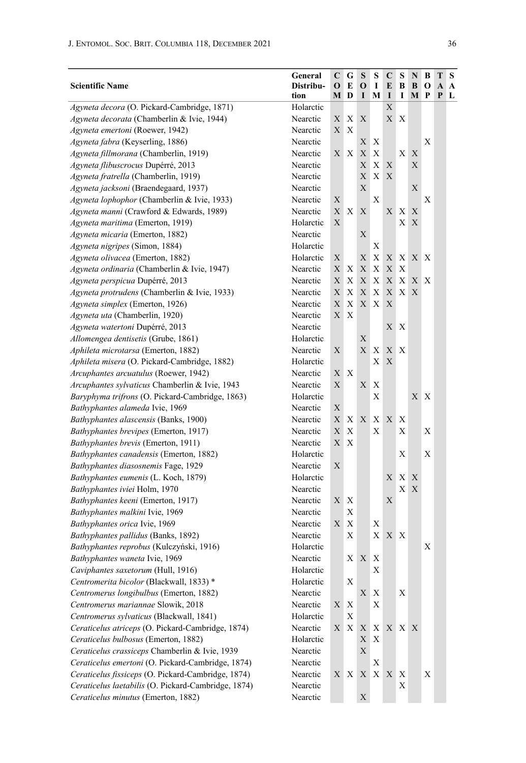| Scientific Name | General Distribution | COM | GED | SOI | SIM | CEI | SBI | NBM | BOP | TAP | SAL |
|---|---|---|---|---|---|---|---|---|---|---|---|
| *Agyneta decora* (O. Pickard-Cambridge, 1871) | Holarctic | | | | | X | | | | | |
| *Agyneta decorata* (Chamberlin & Ivie, 1944) | Nearctic | X | X | X | | X | X | | | | |
| *Agyneta emertoni* (Roewer, 1942) | Nearctic | X | X | | | | | | | | |
| *Agyneta fabra* (Keyserling, 1886) | Nearctic | | | X | X | | | | X | | |
| *Agyneta fillmorana* (Chamberlin, 1919) | Nearctic | X | X | X | X | | X | X | | | |
| *Agyneta flibuscrocus* Dupérré, 2013 | Nearctic | | | X | X | X | | X | | | |
| *Agyneta fratrella* (Chamberlin, 1919) | Nearctic | | | X | X | X | | | | | |
| *Agyneta jacksoni* (Braendegaard, 1937) | Nearctic | | | X | | | | X | | | |
| *Agyneta lophophor* (Chamberlin & Ivie, 1933) | Nearctic | X | | | X | | | | X | | |
| *Agyneta manni* (Crawford & Edwards, 1989) | Nearctic | X | X | X | | X | X | X | | | |
| *Agyneta maritima* (Emerton, 1919) | Holarctic | X | | | | | X | X | | | |
| *Agyneta micaria* (Emerton, 1882) | Nearctic | | | X | | | | | | | |
| *Agyneta nigripes* (Simon, 1884) | Holarctic | | | | X | | | | | | |
| *Agyneta olivacea* (Emerton, 1882) | Holarctic | X | | X | X | X | X | X | X | | |
| *Agyneta ordinaria* (Chamberlin & Ivie, 1947) | Nearctic | X | X | X | X | X | X | | | | |
| *Agyneta perspicua* Dupérré, 2013 | Nearctic | X | X | X | X | X | X | X | X | | |
| *Agyneta protrudens* (Chamberlin & Ivie, 1933) | Nearctic | X | X | X | X | X | X | X | | | |
| *Agyneta simplex* (Emerton, 1926) | Nearctic | X | X | X | X | X | | | | | |
| *Agyneta uta* (Chamberlin, 1920) | Nearctic | X | X | | | | | | | | |
| *Agyneta watertoni* Dupérré, 2013 | Nearctic | | | | | X | X | | | | |
| *Allomengea dentisetis* (Grube, 1861) | Holarctic | | | X | | | | | | | |
| *Aphileta microtarsa* (Emerton, 1882) | Nearctic | X | | X | X | X | X | | | | |
| *Aphileta misera* (O. Pickard-Cambridge, 1882) | Holarctic | | | | X | X | | | | | |
| *Arcuphantes arcuatulus* (Roewer, 1942) | Nearctic | X | X | | | | | | | | |
| *Arcuphantes sylvaticus* Chamberlin & Ivie, 1943 | Nearctic | X | | X | X | | | | | | |
| *Baryphyma trifrons* (O. Pickard-Cambridge, 1863) | Holarctic | | | | X | | | X | X | | |
| *Bathyphantes alameda* Ivie, 1969 | Nearctic | X | | | | | | | | | |
| *Bathyphantes alascensis* (Banks, 1900) | Nearctic | X | X | X | X | X | X | | | | |
| *Bathyphantes brevipes* (Emerton, 1917) | Nearctic | X | X | | X | | X | | X | | |
| *Bathyphantes brevis* (Emerton, 1911) | Nearctic | X | X | | | | | | | | |
| *Bathyphantes canadensis* (Emerton, 1882) | Holarctic | | | | | | X | | X | | |
| *Bathyphantes diasosnemis* Fage, 1929 | Nearctic | X | | | | | | | | | |
| *Bathyphantes eumenis* (L. Koch, 1879) | Holarctic | | | | | X | X | X | | | |
| *Bathyphantes iviei* Holm, 1970 | Nearctic | | | | | | X | X | | | |
| *Bathyphantes keeni* (Emerton, 1917) | Nearctic | X | X | | | X | | | | | |
| *Bathyphantes malkini* Ivie, 1969 | Nearctic | | X | | | | | | | | |
| *Bathyphantes orica* Ivie, 1969 | Nearctic | X | X | | X | | | | | | |
| *Bathyphantes pallidus* (Banks, 1892) | Nearctic | | X | | X | X | X | | | | |
| *Bathyphantes reprobus* (Kulczyński, 1916) | Holarctic | | | | | | | | X | | |
| *Bathyphantes waneta* Ivie, 1969 | Nearctic | | X | X | X | | | | | | |
| *Caviphantes saxetorum* (Hull, 1916) | Holarctic | | | | X | | | | | | |
| *Centromerita bicolor* (Blackwall, 1833) * | Holarctic | | X | | | | | | | | |
| *Centromerus longibulbus* (Emerton, 1882) | Nearctic | | | X | X | | X | | | | |
| *Centromerus mariannae* Slowik, 2018 | Nearctic | X | X | | X | | | | | | |
| *Centromerus sylvaticus* (Blackwall, 1841) | Holarctic | | X | | | | | | | | |
| *Ceraticelus atriceps* (O. Pickard-Cambridge, 1874) | Nearctic | X | X | X | X | X | X | X | | | |
| *Ceraticelus bulbosus* (Emerton, 1882) | Holarctic | | | X | X | | | | | | |
| *Ceraticelus crassiceps* Chamberlin & Ivie, 1939 | Nearctic | | | X | | | | | | | |
| *Ceraticelus emertoni* (O. Pickard-Cambridge, 1874) | Nearctic | | | | X | | | | | | |
| *Ceraticelus fissiceps* (O. Pickard-Cambridge, 1874) | Nearctic | X | X | X | X | X | X | | X | | |
| *Ceraticelus laetabilis* (O. Pickard-Cambridge, 1874) | Nearctic | | | | | | X | | | | |
| *Ceraticelus minutus* (Emerton, 1882) | Nearctic | | | X | | | | | | | |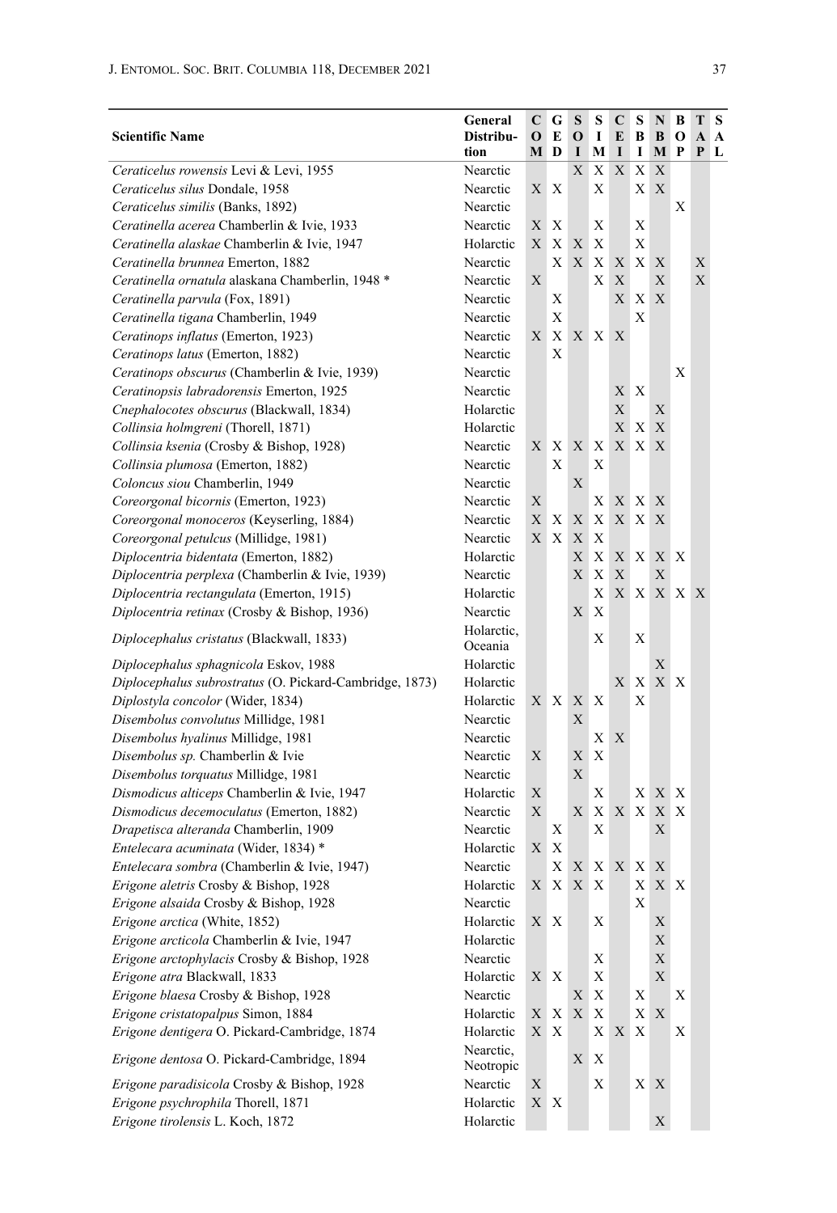| Scientific Name | General Distribution | COM | GED | SOI | SIM | CEI | SBI | NBM | BOP | TAP | SAL |
|---|---|---|---|---|---|---|---|---|---|---|---|
| *Ceraticelus rowensis* Levi & Levi, 1955 | Nearctic | | | X | X | X | X | X | | | |
| *Ceraticelus silus* Dondale, 1958 | Nearctic | X | X | | X | | X | X | | | |
| *Ceraticelus similis* (Banks, 1892) | Nearctic | | | | | | | | X | | |
| *Ceratinella acerea* Chamberlin & Ivie, 1933 | Nearctic | X | X | | X | | X | | | | |
| *Ceratinella alaskae* Chamberlin & Ivie, 1947 | Holarctic | X | X | X | X | | X | | | | |
| *Ceratinella brunnea* Emerton, 1882 | Nearctic | | X | X | X | X | X | X | | X | |
| *Ceratinella ornatula* alaskana Chamberlin, 1948 * | Nearctic | X | | | X | X | | X | | X | |
| *Ceratinella parvula* (Fox, 1891) | Nearctic | | X | | | X | X | X | | | |
| *Ceratinella tigana* Chamberlin, 1949 | Nearctic | | X | | | | X | | | | |
| *Ceratinops inflatus* (Emerton, 1923) | Nearctic | X | X | X | X | X | | | | | |
| *Ceratinops latus* (Emerton, 1882) | Nearctic | | X | | | | | | | | |
| *Ceratinops obscurus* (Chamberlin & Ivie, 1939) | Nearctic | | | | | | | | X | | |
| *Ceratinopsis labradorensis* Emerton, 1925 | Nearctic | | | | | X | X | | | | |
| *Cnephalocotes obscurus* (Blackwall, 1834) | Holarctic | | | | | X | | X | | | |
| *Collinsia holmgreni* (Thorell, 1871) | Holarctic | | | | | X | X | X | | | |
| *Collinsia ksenia* (Crosby & Bishop, 1928) | Nearctic | X | X | X | X | X | X | X | | | |
| *Collinsia plumosa* (Emerton, 1882) | Nearctic | | X | | X | | | | | | |
| *Coloncus siou* Chamberlin, 1949 | Nearctic | | | X | | | | | | | |
| *Coreorgonal bicornis* (Emerton, 1923) | Nearctic | X | | | X | X | X | X | | | |
| *Coreorgonal monoceros* (Keyserling, 1884) | Nearctic | X | X | X | X | X | X | X | | | |
| *Coreorgonal petulcus* (Millidge, 1981) | Nearctic | X | X | X | X | | | | | | |
| *Diplocentria bidentata* (Emerton, 1882) | Holarctic | | | X | X | X | X | X | X | | |
| *Diplocentria perplexa* (Chamberlin & Ivie, 1939) | Nearctic | | | X | X | X | | X | | | |
| *Diplocentria rectangulata* (Emerton, 1915) | Holarctic | | | | X | X | X | X | X | X | |
| *Diplocentria retinax* (Crosby & Bishop, 1936) | Nearctic | | | X | X | | | | | | |
| *Diplocephalus cristatus* (Blackwall, 1833) | Holarctic, Oceania | | | | X | | X | | | | |
| *Diplocephalus sphagnicola* Eskov, 1988 | Holarctic | | | | | | | X | | | |
| *Diplocephalus subrostratus* (O. Pickard-Cambridge, 1873) | Holarctic | | | | | X | X | X | X | | |
| *Diplostyla concolor* (Wider, 1834) | Holarctic | X | X | X | X | | X | | | | |
| *Disembolus convolutus* Millidge, 1981 | Nearctic | | | X | | | | | | | |
| *Disembolus hyalinus* Millidge, 1981 | Nearctic | | | | X | X | | | | | |
| *Disembolus sp.* Chamberlin & Ivie | Nearctic | X | | X | X | | | | | | |
| *Disembolus torquatus* Millidge, 1981 | Nearctic | | | X | | | | | | | |
| *Dismodicus alticeps* Chamberlin & Ivie, 1947 | Holarctic | X | | | X | | X | X | X | | |
| *Dismodicus decemoculatus* (Emerton, 1882) | Nearctic | X | | X | X | X | X | X | X | | |
| *Drapetisca alteranda* Chamberlin, 1909 | Nearctic | | X | | X | | | X | | | |
| *Entelecara acuminata* (Wider, 1834) * | Holarctic | X | X | | | | | | | | |
| *Entelecara sombra* (Chamberlin & Ivie, 1947) | Nearctic | | X | X | X | X | X | X | | | |
| *Erigone aletris* Crosby & Bishop, 1928 | Holarctic | X | X | X | X | | X | X | X | | |
| *Erigone alsaida* Crosby & Bishop, 1928 | Nearctic | | | | | | X | | | | |
| *Erigone arctica* (White, 1852) | Holarctic | X | X | | X | | | X | | | |
| *Erigone arcticola* Chamberlin & Ivie, 1947 | Holarctic | | | | | | | X | | | |
| *Erigone arctophylacis* Crosby & Bishop, 1928 | Nearctic | | | | X | | | X | | | |
| *Erigone atra* Blackwall, 1833 | Holarctic | X | X | | X | | | X | | | |
| *Erigone blaesa* Crosby & Bishop, 1928 | Nearctic | | | X | X | | X | | X | | |
| *Erigone cristatopalpus* Simon, 1884 | Holarctic | X | X | X | X | | X | X | | | |
| *Erigone dentigera* O. Pickard-Cambridge, 1874 | Holarctic | X | X | | X | X | X | | X | | |
| *Erigone dentosa* O. Pickard-Cambridge, 1894 | Nearctic, Neotropic | | | X | X | | | | | | |
| *Erigone paradisicola* Crosby & Bishop, 1928 | Nearctic | X | | | X | | X | X | | | |
| *Erigone psychrophila* Thorell, 1871 | Holarctic | X | X | | | | | | | | |
| *Erigone tirolensis* L. Koch, 1872 | Holarctic | | | | | | | X | | | |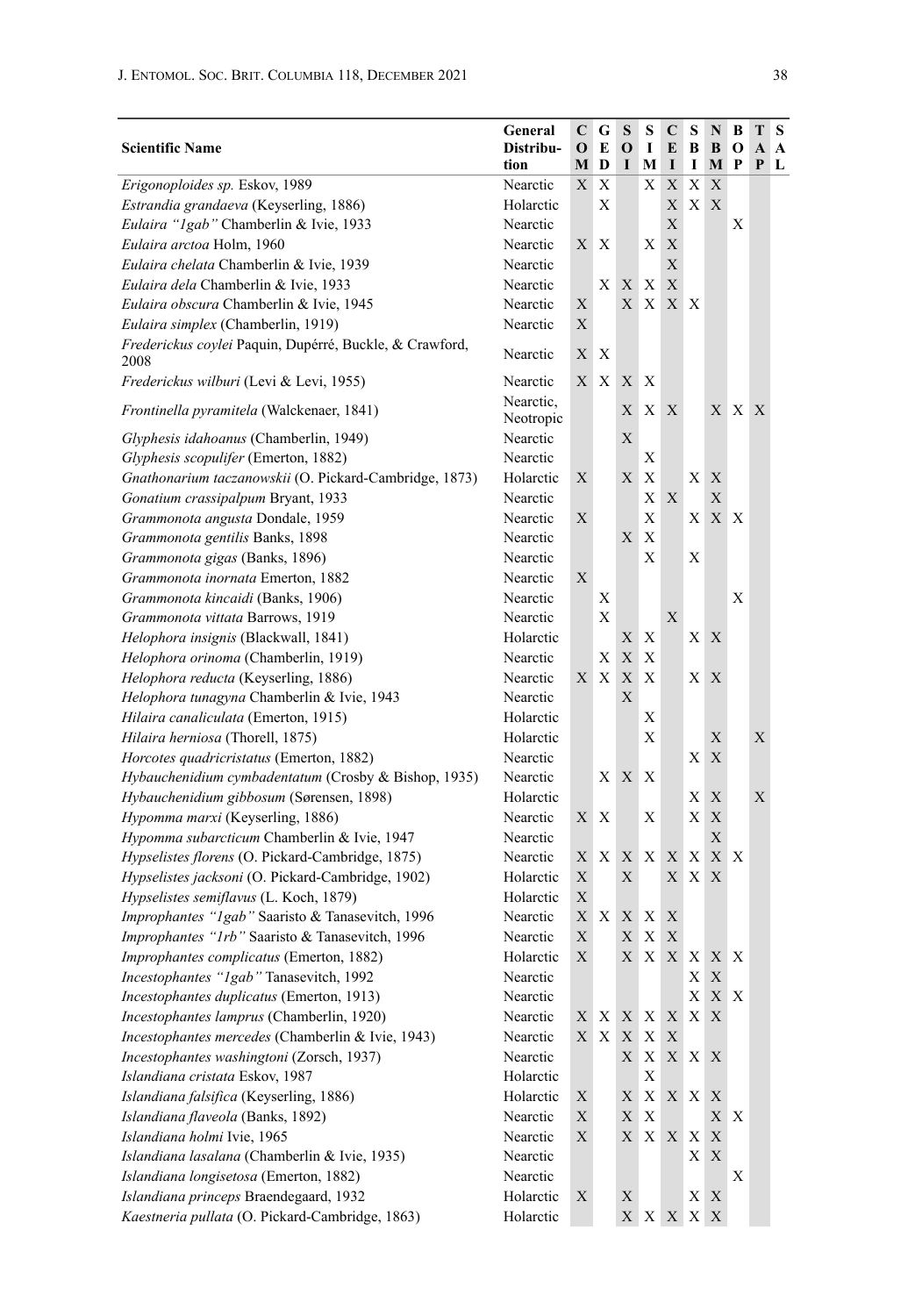| Scientific Name | General Distribution | COM | GED | SOI | SIM | CEI | SBI | NBM | BOP | TAP | SAL |
|---|---|---|---|---|---|---|---|---|---|---|---|
| *Erigonoploides sp.* Eskov, 1989 | Nearctic | X | X | | X | X | X | X | | | |
| *Estrandia grandaeva* (Keyserling, 1886) | Holarctic | | X | | | X | X | X | | | |
| *Eulaira "1gab"* Chamberlin & Ivie, 1933 | Nearctic | | | | | X | | | X | | |
| *Eulaira arctoa* Holm, 1960 | Nearctic | X | X | | X | X | | | | | |
| *Eulaira chelata* Chamberlin & Ivie, 1939 | Nearctic | | | | | X | | | | | |
| *Eulaira dela* Chamberlin & Ivie, 1933 | Nearctic | | X | X | X | X | | | | | |
| *Eulaira obscura* Chamberlin & Ivie, 1945 | Nearctic | X | | X | X | X | X | | | | |
| *Eulaira simplex* (Chamberlin, 1919) | Nearctic | X | | | | | | | | | |
| *Frederickus coylei* Paquin, Dupérré, Buckle, & Crawford, 2008 | Nearctic | X | X | | | | | | | | |
| *Frederickus wilburi* (Levi & Levi, 1955) | Nearctic | X | X | X | X | | | | | | |
| *Frontinella pyramitela* (Walckenaer, 1841) | Nearctic, Neotropic | | | X | X | X | | X | X | X | |
| *Glyphesis idahoanus* (Chamberlin, 1949) | Nearctic | | | X | | | | | | | |
| *Glyphesis scopulifer* (Emerton, 1882) | Nearctic | | | | X | | | | | | |
| *Gnathonarium taczanowskii* (O. Pickard-Cambridge, 1873) | Holarctic | X | | X | X | | X | X | | | |
| *Gonatium crassipalpum* Bryant, 1933 | Nearctic | | | | X | X | | X | | | |
| *Grammonota angusta* Dondale, 1959 | Nearctic | X | | | X | | X | X | X | | |
| *Grammonota gentilis* Banks, 1898 | Nearctic | | | X | X | | | | | | |
| *Grammonota gigas* (Banks, 1896) | Nearctic | | | | X | | X | | | | |
| *Grammonota inornata* Emerton, 1882 | Nearctic | X | | | | | | | | | |
| *Grammonota kincaidi* (Banks, 1906) | Nearctic | | X | | | | | | X | | |
| *Grammonota vittata* Barrows, 1919 | Nearctic | | X | | | X | | | | | |
| *Helophora insignis* (Blackwall, 1841) | Holarctic | | | X | X | | X | X | | | |
| *Helophora orinoma* (Chamberlin, 1919) | Nearctic | | X | X | X | | | | | | |
| *Helophora reducta* (Keyserling, 1886) | Nearctic | X | X | X | X | | X | X | | | |
| *Helophora tunagyna* Chamberlin & Ivie, 1943 | Nearctic | | | X | | | | | | | |
| *Hilaira canaliculata* (Emerton, 1915) | Holarctic | | | | X | | | | | | |
| *Hilaira herniosa* (Thorell, 1875) | Holarctic | | | | X | | | X | | X | |
| *Horcotes quadricristatus* (Emerton, 1882) | Nearctic | | | | | | X | X | | | |
| *Hybauchenidium cymbadentatum* (Crosby & Bishop, 1935) | Nearctic | | X | X | X | | | | | | |
| *Hybauchenidium gibbosum* (Sørensen, 1898) | Holarctic | | | | | | X | X | | X | |
| *Hypomma marxi* (Keyserling, 1886) | Nearctic | X | X | | X | | X | X | | | |
| *Hypomma subarcticum* Chamberlin & Ivie, 1947 | Nearctic | | | | | | | X | | | |
| *Hypselistes florens* (O. Pickard-Cambridge, 1875) | Nearctic | X | X | X | X | X | X | X | X | | |
| *Hypselistes jacksoni* (O. Pickard-Cambridge, 1902) | Holarctic | X | | X | | X | X | X | | | |
| *Hypselistes semiflavus* (L. Koch, 1879) | Holarctic | X | | | | | | | | | |
| *Improphantes "1gab"* Saaristo & Tanasevitch, 1996 | Nearctic | X | X | X | X | X | | | | | |
| *Improphantes "1rb"* Saaristo & Tanasevitch, 1996 | Nearctic | X | | X | X | X | | | | | |
| *Improphantes complicatus* (Emerton, 1882) | Holarctic | X | | X | X | X | X | X | X | | |
| *Incestophantes "1gab"* Tanasevitch, 1992 | Nearctic | | | | | | X | X | | | |
| *Incestophantes duplicatus* (Emerton, 1913) | Nearctic | | | | | | X | X | X | | |
| *Incestophantes lamprus* (Chamberlin, 1920) | Nearctic | X | X | X | X | X | X | X | | | |
| *Incestophantes mercedes* (Chamberlin & Ivie, 1943) | Nearctic | X | X | X | X | X | | | | | |
| *Incestophantes washingtoni* (Zorsch, 1937) | Nearctic | | | X | X | X | X | X | | | |
| *Islandiana cristata* Eskov, 1987 | Holarctic | | | | X | | | | | | |
| *Islandiana falsifica* (Keyserling, 1886) | Holarctic | X | | X | X | X | X | X | | | |
| *Islandiana flaveola* (Banks, 1892) | Nearctic | X | | X | X | | | X | X | | |
| *Islandiana holmi* Ivie, 1965 | Nearctic | X | | X | X | X | X | X | | | |
| *Islandiana lasalana* (Chamberlin & Ivie, 1935) | Nearctic | | | | | | X | X | | | |
| *Islandiana longisetosa* (Emerton, 1882) | Nearctic | | | | | | | | X | | |
| *Islandiana princeps* Braendegaard, 1932 | Holarctic | X | | X | | | X | X | | | |
| *Kaestneria pullata* (O. Pickard-Cambridge, 1863) | Holarctic | | | X | X | X | X | X | | | |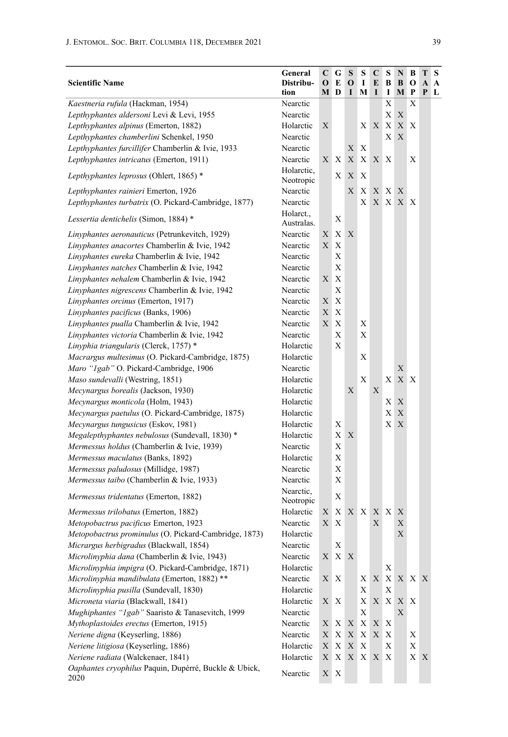| Scientific Name | General Distribution | COM | GED | SOI | SIM | CEI | SBI | NBM | BOP | TAP | SAL |
|---|---|---|---|---|---|---|---|---|---|---|---|
| *Kaestneria rufula* (Hackman, 1954) | Nearctic | | | | | | X | | X | | |
| *Lepthyphantes aldersoni* Levi & Levi, 1955 | Nearctic | | | | | | X | X | | | |
| *Lepthyphantes alpinus* (Emerton, 1882) | Holarctic | X | | | X | X | X | X | X | | |
| *Lepthyphantes chamberlini* Schenkel, 1950 | Nearctic | | | | | | X | X | | | |
| *Lepthyphantes furcillifer* Chamberlin & Ivie, 1933 | Nearctic | | | X | X | | | | | | |
| *Lepthyphantes intricatus* (Emerton, 1911) | Nearctic | X | X | X | X | X | X | | X | | |
| *Lepthyphantes leprosus* (Ohlert, 1865) * | Holarctic, Neotropic | | X | X | X | | | | | | |
| *Lepthyphantes rainieri* Emerton, 1926 | Nearctic | | | X | X | X | X | X | | | |
| *Lepthyphantes turbatrix* (O. Pickard-Cambridge, 1877) | Nearctic | | | | X | X | X | X | X | | |
| *Lessertia dentichelis* (Simon, 1884) * | Holarct., Australas. | | X | | | | | | | | |
| *Linyphantes aeronauticus* (Petrunkevitch, 1929) | Nearctic | X | X | X | | | | | | | |
| *Linyphantes anacortes* Chamberlin & Ivie, 1942 | Nearctic | X | X | | | | | | | | |
| *Linyphantes eureka* Chamberlin & Ivie, 1942 | Nearctic | | X | | | | | | | | |
| *Linyphantes natches* Chamberlin & Ivie, 1942 | Nearctic | | X | | | | | | | | |
| *Linyphantes nehalem* Chamberlin & Ivie, 1942 | Nearctic | X | X | | | | | | | | |
| *Linyphantes nigrescens* Chamberlin & Ivie, 1942 | Nearctic | | X | | | | | | | | |
| *Linyphantes orcinus* (Emerton, 1917) | Nearctic | X | X | | | | | | | | |
| *Linyphantes pacificus* (Banks, 1906) | Nearctic | X | X | | | | | | | | |
| *Linyphantes pualla* Chamberlin & Ivie, 1942 | Nearctic | X | X | | X | | | | | | |
| *Linyphantes victoria* Chamberlin & Ivie, 1942 | Nearctic | | X | | X | | | | | | |
| *Linyphia triangularis* (Clerck, 1757) * | Holarctic | | X | | | | | | | | |
| *Macrargus multesimus* (O. Pickard-Cambridge, 1875) | Holarctic | | | | X | | | | | | |
| *Maro "1gab"* O. Pickard-Cambridge, 1906 | Nearctic | | | | | | | X | | | |
| *Maso sundevalli* (Westring, 1851) | Holarctic | | | | X | | X | X | X | | |
| *Mecynargus borealis* (Jackson, 1930) | Holarctic | | | X | | X | | | | | |
| *Mecynargus monticola* (Holm, 1943) | Holarctic | | | | | | X | X | | | |
| *Mecynargus paetulus* (O. Pickard-Cambridge, 1875) | Holarctic | | | | | | X | X | | | |
| *Mecynargus tungusicus* (Eskov, 1981) | Holarctic | | X | | | | X | X | | | |
| *Megalepthyphantes nebulosus* (Sundevall, 1830) * | Holarctic | | X | X | | | | | | | |
| *Mermessus holdus* (Chamberlin & Ivie, 1939) | Nearctic | | X | | | | | | | | |
| *Mermessus maculatus* (Banks, 1892) | Holarctic | | X | | | | | | | | |
| *Mermessus paludosus* (Millidge, 1987) | Nearctic | | X | | | | | | | | |
| *Mermessus taibo* (Chamberlin & Ivie, 1933) | Nearctic | | X | | | | | | | | |
| *Mermessus tridentatus* (Emerton, 1882) | Nearctic, Neotropic | | X | | | | | | | | |
| *Mermessus trilobatus* (Emerton, 1882) | Holarctic | X | X | X | X | X | X | X | | | |
| *Metopobactrus pacificus* Emerton, 1923 | Nearctic | X | X | | | X | | X | | | |
| *Metopobactrus prominulus* (O. Pickard-Cambridge, 1873) | Holarctic | | | | | | | X | | | |
| *Micrargus herbigradus* (Blackwall, 1854) | Nearctic | | X | | | | | | | | |
| *Microlinyphia dana* (Chamberlin & Ivie, 1943) | Nearctic | X | X | X | | | | | | | |
| *Microlinyphia impigra* (O. Pickard-Cambridge, 1871) | Holarctic | | | | | | X | | | | |
| *Microlinyphia mandibulata* (Emerton, 1882) ** | Nearctic | X | X | | X | X | X | X | X | X | |
| *Microlinyphia pusilla* (Sundevall, 1830) | Holarctic | | | | X | | X | | | | |
| *Microneta viaria* (Blackwall, 1841) | Holarctic | X | X | | X | X | X | X | X | | |
| *Mughiphantes "1gab"* Saaristo & Tanasevitch, 1999 | Nearctic | | | | X | | | X | | | |
| *Mythoplastoides erectus* (Emerton, 1915) | Nearctic | X | X | X | X | X | X | | | | |
| *Neriene digna* (Keyserling, 1886) | Nearctic | X | X | X | X | X | X | | X | | |
| *Neriene litigiosa* (Keyserling, 1886) | Holarctic | X | X | X | X | | X | | X | | |
| *Neriene radiata* (Walckenaer, 1841) | Holarctic | X | X | X | X | X | X | | X | X | |
| *Oaphantes cryophilus* Paquin, Dupérré, Buckle & Ubick, 2020 | Nearctic | X | X | | | | | | | | |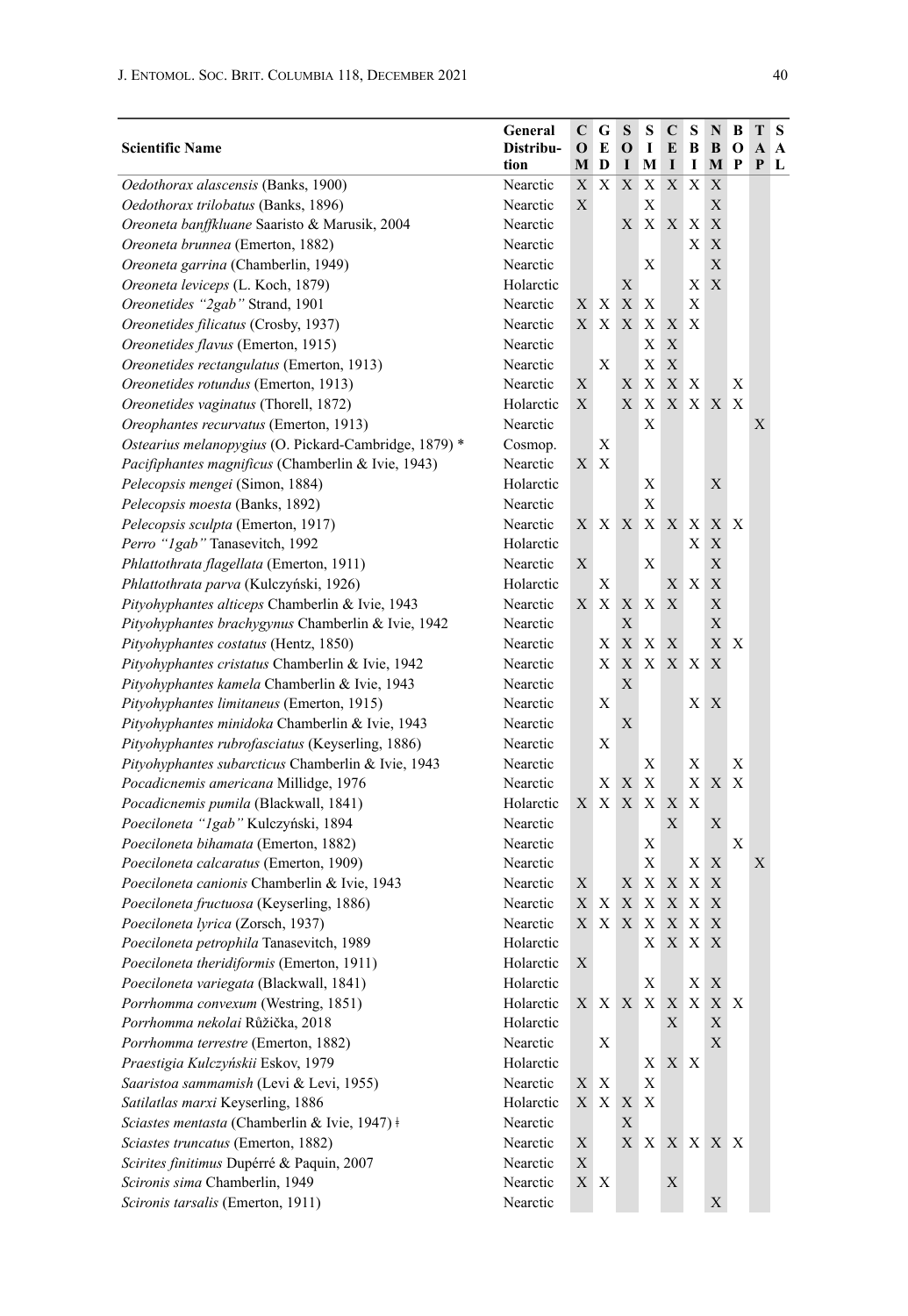| Scientific Name | General Distribution | COM | GED | SOI | SIM | CEI | SBI | NBM | BOP | TAP | SAL |
|---|---|---|---|---|---|---|---|---|---|---|---|
| *Oedothorax alascensis* (Banks, 1900) | Nearctic | X | X | X | X | X | X | X | | | |
| *Oedothorax trilobatus* (Banks, 1896) | Nearctic | X | | | X | | | X | | | |
| *Oreoneta banffkluane* Saaristo & Marusik, 2004 | Nearctic | | | X | X | X | X | X | | | |
| *Oreoneta brunnea* (Emerton, 1882) | Nearctic | | | | | | X | X | | | |
| *Oreoneta garrina* (Chamberlin, 1949) | Nearctic | | | | X | | | X | | | |
| *Oreoneta leviceps* (L. Koch, 1879) | Holarctic | | | X | | | X | X | | | |
| *Oreonetides "2gab"* Strand, 1901 | Nearctic | X | X | X | X | | X | | | | |
| *Oreonetides filicatus* (Crosby, 1937) | Nearctic | X | X | X | X | X | X | | | | |
| *Oreonetides flavus* (Emerton, 1915) | Nearctic | | | | X | X | | | | | |
| *Oreonetides rectangulatus* (Emerton, 1913) | Nearctic | | X | | X | X | | | | | |
| *Oreonetides rotundus* (Emerton, 1913) | Nearctic | X | | X | X | X | X | | X | | |
| *Oreonetides vaginatus* (Thorell, 1872) | Holarctic | X | | X | X | X | X | X | X | | |
| *Oreophantes recurvatus* (Emerton, 1913) | Nearctic | | | | X | | | | | X | |
| *Ostearius melanopygius* (O. Pickard-Cambridge, 1879) * | Cosmop. | | X | | | | | | | | |
| *Pacifiphantes magnificus* (Chamberlin & Ivie, 1943) | Nearctic | X | X | | | | | | | | |
| *Pelecopsis mengei* (Simon, 1884) | Holarctic | | | | X | | | X | | | |
| *Pelecopsis moesta* (Banks, 1892) | Nearctic | | | | X | | | | | | |
| *Pelecopsis sculpta* (Emerton, 1917) | Nearctic | X | X | X | X | X | X | X | X | | |
| *Perro "1gab"* Tanasevitch, 1992 | Holarctic | | | | | | X | X | | | |
| *Phlattothrata flagellata* (Emerton, 1911) | Nearctic | X | | | X | | | X | | | |
| *Phlattothrata parva* (Kulczyński, 1926) | Holarctic | | X | | | X | X | X | | | |
| *Pityohyphantes alticeps* Chamberlin & Ivie, 1943 | Nearctic | X | X | X | X | X | | X | | | |
| *Pityohyphantes brachygynus* Chamberlin & Ivie, 1942 | Nearctic | | | X | | | | X | | | |
| *Pityohyphantes costatus* (Hentz, 1850) | Nearctic | | X | X | X | X | | X | X | | |
| *Pityohyphantes cristatus* Chamberlin & Ivie, 1942 | Nearctic | | X | X | X | X | X | X | | | |
| *Pityohyphantes kamela* Chamberlin & Ivie, 1943 | Nearctic | | | X | | | | | | | |
| *Pityohyphantes limitaneus* (Emerton, 1915) | Nearctic | | X | | | | X | X | | | |
| *Pityohyphantes minidoka* Chamberlin & Ivie, 1943 | Nearctic | | | X | | | | | | | |
| *Pityohyphantes rubrofasciatus* (Keyserling, 1886) | Nearctic | | X | | | | | | | | |
| *Pityohyphantes subarcticus* Chamberlin & Ivie, 1943 | Nearctic | | | | X | | X | | X | | |
| *Pocadicnemis americana* Millidge, 1976 | Nearctic | | X | X | X | | X | X | X | | |
| *Pocadicnemis pumila* (Blackwall, 1841) | Holarctic | X | X | X | X | X | X | | | | |
| *Poeciloneta "1gab"* Kulczyński, 1894 | Nearctic | | | | | X | | X | | | |
| *Poeciloneta bihamata* (Emerton, 1882) | Nearctic | | | | X | | | | X | | |
| *Poeciloneta calcaratus* (Emerton, 1909) | Nearctic | | | | X | | X | X | | X | |
| *Poeciloneta canionis* Chamberlin & Ivie, 1943 | Nearctic | X | | X | X | X | X | X | | | |
| *Poeciloneta fructuosa* (Keyserling, 1886) | Nearctic | X | X | X | X | X | X | X | | | |
| *Poeciloneta lyrica* (Zorsch, 1937) | Nearctic | X | X | X | X | X | X | X | | | |
| *Poeciloneta petrophila* Tanasevitch, 1989 | Holarctic | | | | X | X | X | X | | | |
| *Poeciloneta theridiformis* (Emerton, 1911) | Holarctic | X | | | | | | | | | |
| *Poeciloneta variegata* (Blackwall, 1841) | Holarctic | | | | X | | X | X | | | |
| *Porrhomma convexum* (Westring, 1851) | Holarctic | X | X | X | X | X | X | X | X | | |
| *Porrhomma nekolai* Růžička, 2018 | Holarctic | | | | | X | | X | | | |
| *Porrhomma terrestre* (Emerton, 1882) | Nearctic | | X | | | | | X | | | |
| *Praestigia Kulczyńskii* Eskov, 1979 | Holarctic | | | | X | X | X | | | | |
| *Saaristoa sammamish* (Levi & Levi, 1955) | Nearctic | X | X | | X | | | | | | |
| *Satilatlas marxi* Keyserling, 1886 | Holarctic | X | X | X | X | | | | | | |
| *Sciastes mentasta* (Chamberlin & Ivie, 1947) ǂ | Nearctic | | | X | | | | | | | |
| *Sciastes truncatus* (Emerton, 1882) | Nearctic | X | | X | X | X | X | X | X | | |
| *Scirites finitimus* Dupérré & Paquin, 2007 | Nearctic | X | | | | | | | | | |
| *Scironis sima* Chamberlin, 1949 | Nearctic | X | X | | | X | | | | | |
| *Scironis tarsalis* (Emerton, 1911) | Nearctic | | | | | | | X | | | |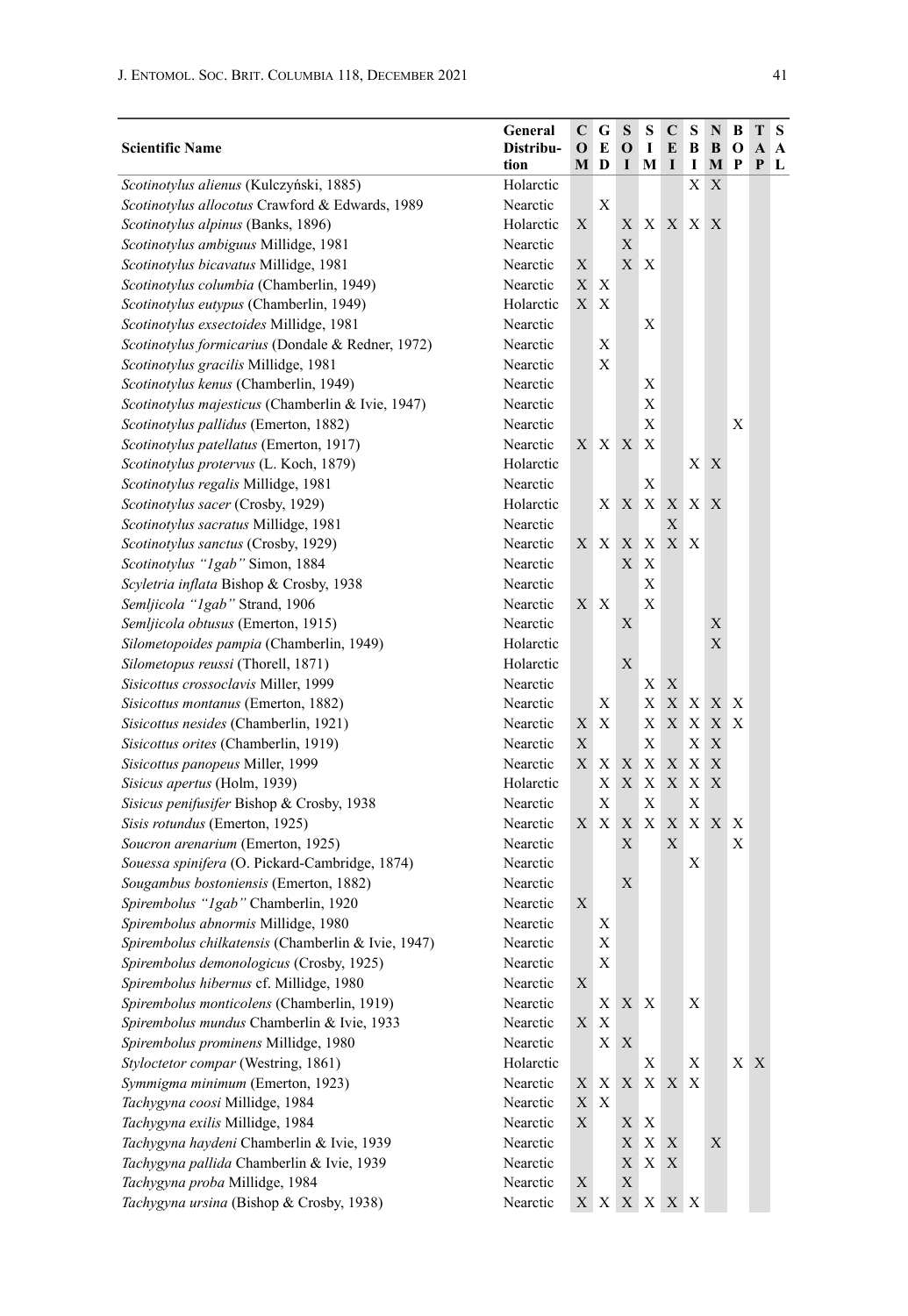| Scientific Name | General Distribution | COM | GED | SOI | SIM | CEI | SBI | NBM | BOP | TAP | SAL |
|---|---|---|---|---|---|---|---|---|---|---|---|
| *Scotinotylus alienus* (Kulczyński, 1885) | Holarctic | | | | | | X | X | | | |
| *Scotinotylus allocotus* Crawford & Edwards, 1989 | Nearctic | | X | | | | | | | | |
| *Scotinotylus alpinus* (Banks, 1896) | Holarctic | X | | X | X | X | X | X | | | |
| *Scotinotylus ambiguus* Millidge, 1981 | Nearctic | | | X | | | | | | | |
| *Scotinotylus bicavatus* Millidge, 1981 | Nearctic | X | | X | X | | | | | | |
| *Scotinotylus columbia* (Chamberlin, 1949) | Nearctic | X | X | | | | | | | | |
| *Scotinotylus eutypus* (Chamberlin, 1949) | Holarctic | X | X | | | | | | | | |
| *Scotinotylus exsectoides* Millidge, 1981 | Nearctic | | | | X | | | | | | |
| *Scotinotylus formicarius* (Dondale & Redner, 1972) | Nearctic | | X | | | | | | | | |
| *Scotinotylus gracilis* Millidge, 1981 | Nearctic | | X | | | | | | | | |
| *Scotinotylus kenus* (Chamberlin, 1949) | Nearctic | | | | X | | | | | | |
| *Scotinotylus majesticus* (Chamberlin & Ivie, 1947) | Nearctic | | | | X | | | | | | |
| *Scotinotylus pallidus* (Emerton, 1882) | Nearctic | | | | X | | | | X | | |
| *Scotinotylus patellatus* (Emerton, 1917) | Nearctic | X | X | X | X | | | | | | |
| *Scotinotylus protervus* (L. Koch, 1879) | Holarctic | | | | | | X | X | | | |
| *Scotinotylus regalis* Millidge, 1981 | Nearctic | | | | X | | | | | | |
| *Scotinotylus sacer* (Crosby, 1929) | Holarctic | | X | X | X | X | X | X | | | |
| *Scotinotylus sacratus* Millidge, 1981 | Nearctic | | | | | X | | | | | |
| *Scotinotylus sanctus* (Crosby, 1929) | Nearctic | X | X | X | X | X | X | | | | |
| *Scotinotylus "1gab"* Simon, 1884 | Nearctic | | | X | X | | | | | | |
| *Scyletria inflata* Bishop & Crosby, 1938 | Nearctic | | | | X | | | | | | |
| *Semljicola "1gab"* Strand, 1906 | Nearctic | X | X | | X | | | | | | |
| *Semljicola obtusus* (Emerton, 1915) | Nearctic | | | X | | | | X | | | |
| *Silometopoides pampia* (Chamberlin, 1949) | Holarctic | | | | | | | X | | | |
| *Silometopus reussi* (Thorell, 1871) | Holarctic | | | X | | | | | | | |
| *Sisicottus crossoclavis* Miller, 1999 | Nearctic | | | | X | X | | | | | |
| *Sisicottus montanus* (Emerton, 1882) | Nearctic | | X | | X | X | X | X | X | | |
| *Sisicottus nesides* (Chamberlin, 1921) | Nearctic | X | X | | X | X | X | X | X | | |
| *Sisicottus orites* (Chamberlin, 1919) | Nearctic | X | | | X | | X | X | | | |
| *Sisicottus panopeus* Miller, 1999 | Nearctic | X | X | X | X | X | X | X | | | |
| *Sisicus apertus* (Holm, 1939) | Holarctic | | X | X | X | X | X | X | | | |
| *Sisicus penifusifer* Bishop & Crosby, 1938 | Nearctic | | X | | X | | X | | | | |
| *Sisis rotundus* (Emerton, 1925) | Nearctic | X | X | X | X | X | X | X | X | | |
| *Soucron arenarium* (Emerton, 1925) | Nearctic | | | X | | X | | | X | | |
| *Souessa spinifera* (O. Pickard-Cambridge, 1874) | Nearctic | | | | | | X | | | | |
| *Sougambus bostoniensis* (Emerton, 1882) | Nearctic | | | X | | | | | | | |
| *Spirembolus "1gab"* Chamberlin, 1920 | Nearctic | X | | | | | | | | | |
| *Spirembolus abnormis* Millidge, 1980 | Nearctic | | X | | | | | | | | |
| *Spirembolus chilkatensis* (Chamberlin & Ivie, 1947) | Nearctic | | X | | | | | | | | |
| *Spirembolus demonologicus* (Crosby, 1925) | Nearctic | | X | | | | | | | | |
| *Spirembolus hibernus* cf. Millidge, 1980 | Nearctic | X | | | | | | | | | |
| *Spirembolus monticolens* (Chamberlin, 1919) | Nearctic | | X | X | X | | X | | | | |
| *Spirembolus mundus* Chamberlin & Ivie, 1933 | Nearctic | X | X | | | | | | | | |
| *Spirembolus prominens* Millidge, 1980 | Nearctic | | X | X | | | | | | | |
| *Styloctetor compar* (Westring, 1861) | Holarctic | | | | X | | X | | X | X | |
| *Symmigma minimum* (Emerton, 1923) | Nearctic | X | X | X | X | X | X | | | | |
| *Tachygyna coosi* Millidge, 1984 | Nearctic | X | X | | | | | | | | |
| *Tachygyna exilis* Millidge, 1984 | Nearctic | X | | X | X | | | | | | |
| *Tachygyna haydeni* Chamberlin & Ivie, 1939 | Nearctic | | | X | X | X | | X | | | |
| *Tachygyna pallida* Chamberlin & Ivie, 1939 | Nearctic | | | X | X | X | | | | | |
| *Tachygyna proba* Millidge, 1984 | Nearctic | X | | X | | | | | | | |
| *Tachygyna ursina* (Bishop & Crosby, 1938) | Nearctic | X | X | X | X | X | X | | | | |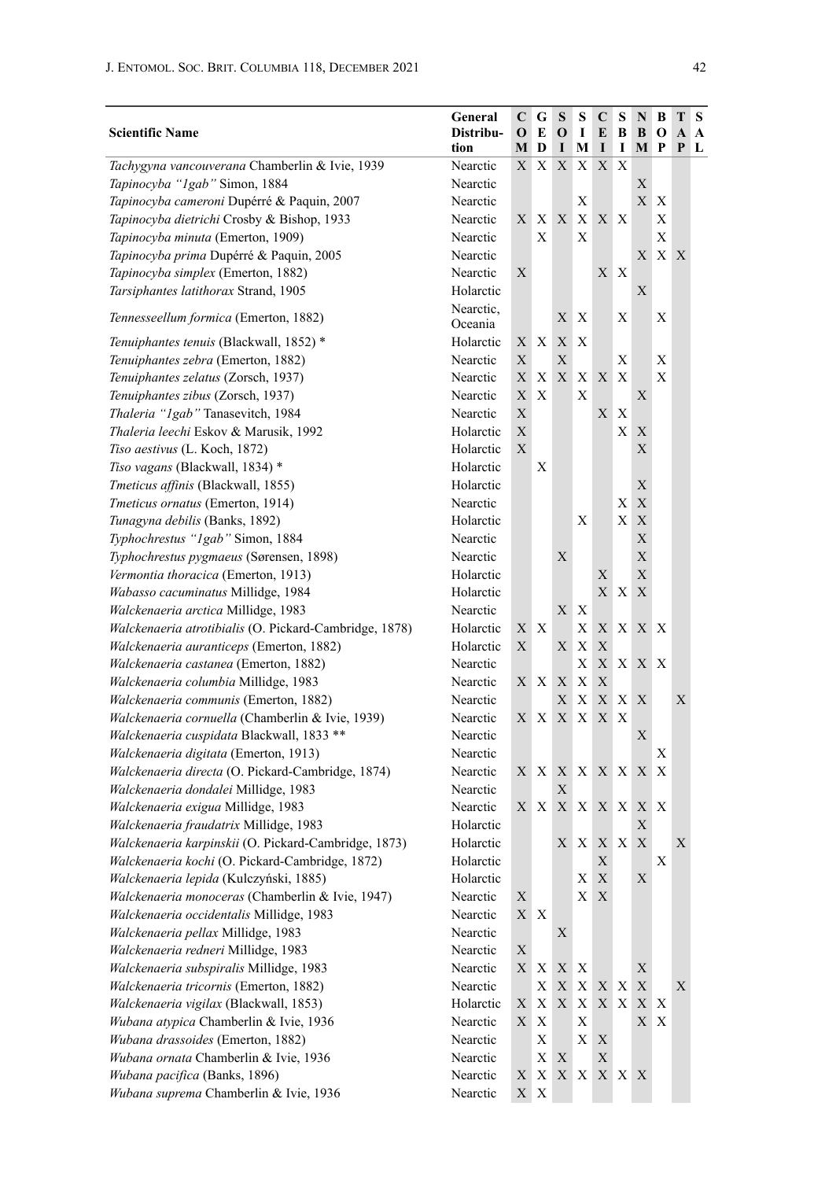| Scientific Name | General Distribution | COM | GED | SOI | SIM | CEI | SBI | NBM | BOP | TAP | SAL |
|---|---|---|---|---|---|---|---|---|---|---|---|
| *Tachygyna vancouverana* Chamberlin & Ivie, 1939 | Nearctic | X | X | X | X | X | X | | | | |
| *Tapinocyba "1gab"* Simon, 1884 | Nearctic | | | | | | | X | | | |
| *Tapinocyba cameroni* Dupérré & Paquin, 2007 | Nearctic | | | | X | | | X | X | | |
| *Tapinocyba dietrichi* Crosby & Bishop, 1933 | Nearctic | X | X | X | X | X | X | | X | | |
| *Tapinocyba minuta* (Emerton, 1909) | Nearctic | | X | | X | | | | X | | |
| *Tapinocyba prima* Dupérré & Paquin, 2005 | Nearctic | | | | | | | X | X | X | |
| *Tapinocyba simplex* (Emerton, 1882) | Nearctic | X | | | | X | X | | | | |
| *Tarsiphantes latithorax* Strand, 1905 | Holarctic | | | | | | | X | | | |
| *Tennesseellum formica* (Emerton, 1882) | Nearctic, Oceania | | | X | X | | X | | X | | |
| *Tenuiphantes tenuis* (Blackwall, 1852) * | Holarctic | X | X | X | X | | | | | | |
| *Tenuiphantes zebra* (Emerton, 1882) | Nearctic | X | | X | | | X | | X | | |
| *Tenuiphantes zelatus* (Zorsch, 1937) | Nearctic | X | X | X | X | X | X | | X | | |
| *Tenuiphantes zibus* (Zorsch, 1937) | Nearctic | X | X | | X | | | X | | | |
| *Thaleria "1gab"* Tanasevitch, 1984 | Nearctic | X | | | | X | X | | | | |
| *Thaleria leechi* Eskov & Marusik, 1992 | Holarctic | X | | | | | X | X | | | |
| *Tiso aestivus* (L. Koch, 1872) | Holarctic | X | | | | | | X | | | |
| *Tiso vagans* (Blackwall, 1834) * | Holarctic | | X | | | | | | | | |
| *Tmeticus affinis* (Blackwall, 1855) | Holarctic | | | | | | | X | | | |
| *Tmeticus ornatus* (Emerton, 1914) | Nearctic | | | | | | X | X | | | |
| *Tunagyna debilis* (Banks, 1892) | Holarctic | | | | X | | X | X | | | |
| *Typhochrestus "1gab"* Simon, 1884 | Nearctic | | | | | | | X | | | |
| *Typhochrestus pygmaeus* (Sørensen, 1898) | Nearctic | | | X | | | | X | | | |
| *Vermontia thoracica* (Emerton, 1913) | Holarctic | | | | | X | | X | | | |
| *Wabasso cacuminatus* Millidge, 1984 | Holarctic | | | | | X | X | X | | | |
| *Walckenaeria arctica* Millidge, 1983 | Nearctic | | | X | X | | | | | | |
| *Walckenaeria atrotibialis* (O. Pickard-Cambridge, 1878) | Holarctic | X | X | | X | X | X | X | X | | |
| *Walckenaeria auranticeps* (Emerton, 1882) | Holarctic | X | | X | X | X | | | | | |
| *Walckenaeria castanea* (Emerton, 1882) | Nearctic | | | | X | X | X | X | X | | |
| *Walckenaeria columbia* Millidge, 1983 | Nearctic | X | X | X | X | X | | | | | |
| *Walckenaeria communis* (Emerton, 1882) | Nearctic | | | X | X | X | X | X | | X | |
| *Walckenaeria cornuella* (Chamberlin & Ivie, 1939) | Nearctic | X | X | X | X | X | X | | | | |
| *Walckenaeria cuspidata* Blackwall, 1833 ** | Nearctic | | | | | | | X | | | |
| *Walckenaeria digitata* (Emerton, 1913) | Nearctic | | | | | | | | X | | |
| *Walckenaeria directa* (O. Pickard-Cambridge, 1874) | Nearctic | X | X | X | X | X | X | X | X | | |
| *Walckenaeria dondalei* Millidge, 1983 | Nearctic | | | X | | | | | | | |
| *Walckenaeria exigua* Millidge, 1983 | Nearctic | X | X | X | X | X | X | X | X | | |
| *Walckenaeria fraudatrix* Millidge, 1983 | Holarctic | | | | | | | X | | | |
| *Walckenaeria karpinskii* (O. Pickard-Cambridge, 1873) | Holarctic | | | X | X | X | X | X | | X | |
| *Walckenaeria kochi* (O. Pickard-Cambridge, 1872) | Holarctic | | | | | X | | | X | | |
| *Walckenaeria lepida* (Kulczyński, 1885) | Holarctic | | | | X | X | | X | | | |
| *Walckenaeria monoceras* (Chamberlin & Ivie, 1947) | Nearctic | X | | | X | X | | | | | |
| *Walckenaeria occidentalis* Millidge, 1983 | Nearctic | X | X | | | | | | | | |
| *Walckenaeria pellax* Millidge, 1983 | Nearctic | | | X | | | | | | | |
| *Walckenaeria redneri* Millidge, 1983 | Nearctic | X | | | | | | | | | |
| *Walckenaeria subspiralis* Millidge, 1983 | Nearctic | X | X | X | X | | | X | | | |
| *Walckenaeria tricornis* (Emerton, 1882) | Nearctic | | X | X | X | X | X | X | | X | |
| *Walckenaeria vigilax* (Blackwall, 1853) | Holarctic | X | X | X | X | X | X | X | X | | |
| *Wubana atypica* Chamberlin & Ivie, 1936 | Nearctic | X | X | | X | | | X | X | | |
| *Wubana drassoides* (Emerton, 1882) | Nearctic | | X | | X | X | | | | | |
| *Wubana ornata* Chamberlin & Ivie, 1936 | Nearctic | | X | X | | X | | | | | |
| *Wubana pacifica* (Banks, 1896) | Nearctic | X | X | X | X | X | X | X | | | |
| *Wubana suprema* Chamberlin & Ivie, 1936 | Nearctic | X | X | | | | | | | | |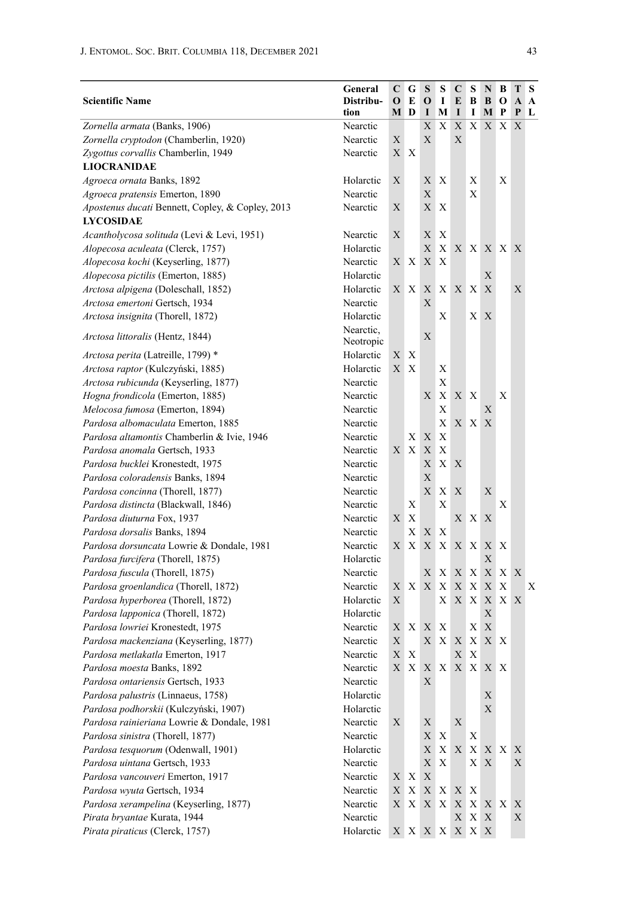| Scientific Name | General Distribution | COM | GED | SOI | SIM | CEI | SBI | NBM | BOP | TAP | SAL |
|---|---|---|---|---|---|---|---|---|---|---|---|
| *Zornella armata* (Banks, 1906) | Nearctic | | | X | X | X | X | X | X | X | |
| *Zornella cryptodon* (Chamberlin, 1920) | Nearctic | X | | X | | X | | | | | |
| *Zygottus corvallis* Chamberlin, 1949 | Nearctic | X | X | | | | | | | | |
| **LIOCRANIDAE** | | | | | | | | | | | |
| *Agroeca ornata* Banks, 1892 | Holarctic | X | | X | X | | X | | X | | |
| *Agroeca pratensis* Emerton, 1890 | Nearctic | | | X | | | X | | | | |
| *Apostenus ducati* Bennett, Copley, & Copley, 2013 | Nearctic | X | | X | X | | | | | | |
| **LYCOSIDAE** | | | | | | | | | | | |
| *Acantholycosa solituda* (Levi & Levi, 1951) | Nearctic | X | | X | X | | | | | | |
| *Alopecosa aculeata* (Clerck, 1757) | Holarctic | | | X | X | X | X | X | X | X | |
| *Alopecosa kochi* (Keyserling, 1877) | Nearctic | X | X | X | X | | | | | | |
| *Alopecosa pictilis* (Emerton, 1885) | Holarctic | | | | | | | X | | | |
| *Arctosa alpigena* (Doleschall, 1852) | Holarctic | X | X | X | X | X | X | X | | X | |
| *Arctosa emertoni* Gertsch, 1934 | Nearctic | | | X | | | | | | | |
| *Arctosa insignita* (Thorell, 1872) | Holarctic | | | | X | | X | X | | | |
| *Arctosa littoralis* (Hentz, 1844) | Nearctic, Neotropic | | | X | | | | | | | |
| *Arctosa perita* (Latreille, 1799) * | Holarctic | X | X | | | | | | | | |
| *Arctosa raptor* (Kulczyński, 1885) | Holarctic | X | X | | X | | | | | | |
| *Arctosa rubicunda* (Keyserling, 1877) | Nearctic | | | | X | | | | | | |
| *Hogna frondicola* (Emerton, 1885) | Nearctic | | | X | X | X | X | | X | | |
| *Melocosa fumosa* (Emerton, 1894) | Nearctic | | | | X | | | X | | | |
| *Pardosa albomaculata* Emerton, 1885 | Nearctic | | | | X | X | X | X | | | |
| *Pardosa altamontis* Chamberlin & Ivie, 1946 | Nearctic | | X | X | X | | | | | | |
| *Pardosa anomala* Gertsch, 1933 | Nearctic | X | X | X | X | | | | | | |
| *Pardosa bucklei* Kronestedt, 1975 | Nearctic | | | X | X | X | | | | | |
| *Pardosa coloradensis* Banks, 1894 | Nearctic | | | X | | | | | | | |
| *Pardosa concinna* (Thorell, 1877) | Nearctic | | | X | X | X | | X | | | |
| *Pardosa distincta* (Blackwall, 1846) | Nearctic | | X | | X | | | | X | | |
| *Pardosa diuturna* Fox, 1937 | Nearctic | X | X | | | X | X | X | | | |
| *Pardosa dorsalis* Banks, 1894 | Nearctic | | X | X | X | | | | | | |
| *Pardosa dorsuncata* Lowrie & Dondale, 1981 | Nearctic | X | X | X | X | X | X | X | X | | |
| *Pardosa furcifera* (Thorell, 1875) | Holarctic | | | | | | | X | | | |
| *Pardosa fuscula* (Thorell, 1875) | Nearctic | | | X | X | X | X | X | X | X | |
| *Pardosa groenlandica* (Thorell, 1872) | Nearctic | X | X | X | X | X | X | X | X | | X |
| *Pardosa hyperborea* (Thorell, 1872) | Holarctic | X | | | X | X | X | X | X | X | |
| *Pardosa lapponica* (Thorell, 1872) | Holarctic | | | | | | | X | | | |
| *Pardosa lowriei* Kronestedt, 1975 | Nearctic | X | X | X | X | | X | X | | | |
| *Pardosa mackenziana* (Keyserling, 1877) | Nearctic | X | | X | X | X | X | X | X | | |
| *Pardosa metlakatla* Emerton, 1917 | Nearctic | X | X | | | X | X | | | | |
| *Pardosa moesta* Banks, 1892 | Nearctic | X | X | X | X | X | X | X | X | | |
| *Pardosa ontariensis* Gertsch, 1933 | Nearctic | | | X | | | | | | | |
| *Pardosa palustris* (Linnaeus, 1758) | Holarctic | | | | | | | X | | | |
| *Pardosa podhorskii* (Kulczyński, 1907) | Holarctic | | | | | | | X | | | |
| *Pardosa rainieriana* Lowrie & Dondale, 1981 | Nearctic | X | | X | | X | | | | | |
| *Pardosa sinistra* (Thorell, 1877) | Nearctic | | | X | X | | X | | | | |
| *Pardosa tesquorum* (Odenwall, 1901) | Holarctic | | | X | X | X | X | X | X | X | |
| *Pardosa uintana* Gertsch, 1933 | Nearctic | | | X | X | | X | X | | X | |
| *Pardosa vancouveri* Emerton, 1917 | Nearctic | X | X | X | | | | | | | |
| *Pardosa wyuta* Gertsch, 1934 | Nearctic | X | X | X | X | X | X | | | | |
| *Pardosa xerampelina* (Keyserling, 1877) | Nearctic | X | X | X | X | X | X | X | X | X | |
| *Pirata bryantae* Kurata, 1944 | Nearctic | | | | | X | X | X | | X | |
| *Pirata piraticus* (Clerck, 1757) | Holarctic | X | X | X | X | X | X | X | | | |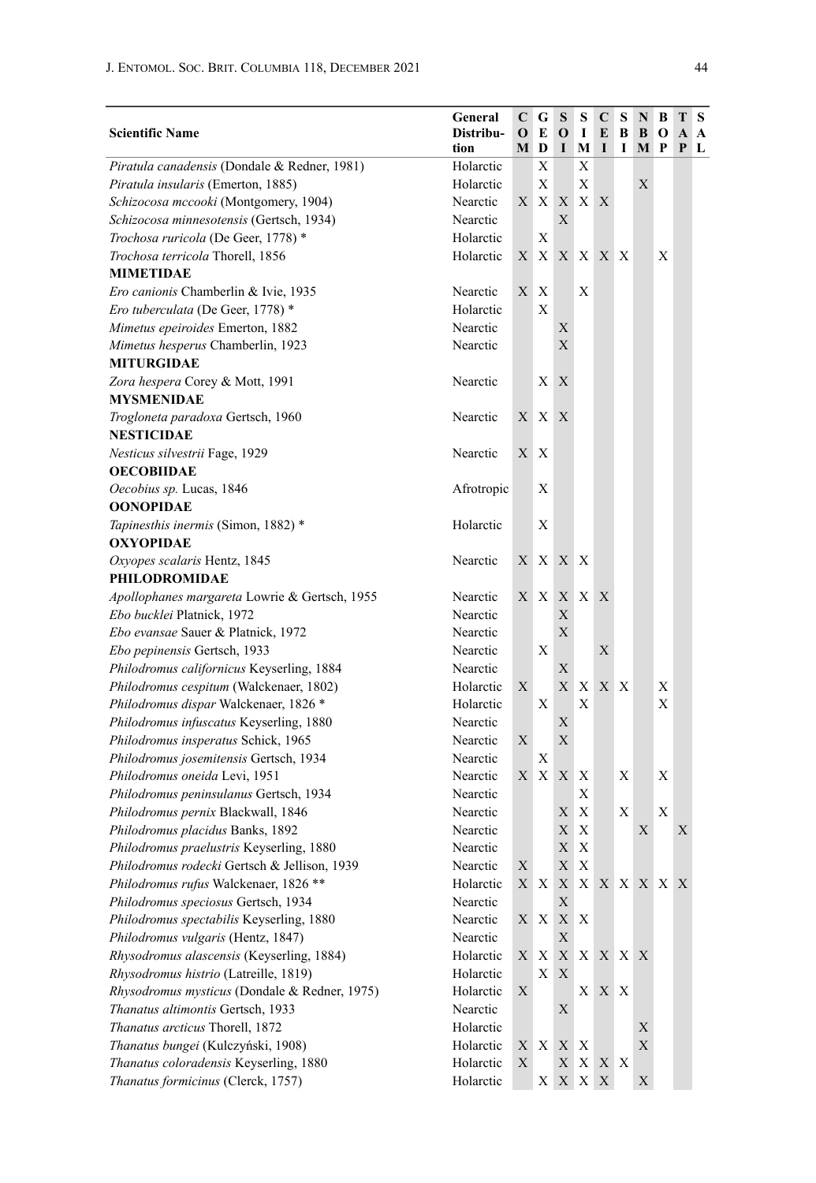| Scientific Name | General Distribution | COM | GED | SOI | SIM | CEI | SBI | NBM | BOP | TAP | SAL |
|---|---|---|---|---|---|---|---|---|---|---|---|
| *Piratula canadensis* (Dondale & Redner, 1981) | Holarctic | | X | | X | | | | | | |
| *Piratula insularis* (Emerton, 1885) | Holarctic | | X | | X | | | X | | | |
| *Schizocosa mccooki* (Montgomery, 1904) | Nearctic | X | X | X | X | X | | | | | |
| *Schizocosa minnesotensis* (Gertsch, 1934) | Nearctic | | | X | | | | | | | |
| *Trochosa ruricola* (De Geer, 1778) * | Holarctic | | X | | | | | | | | |
| *Trochosa terricola* Thorell, 1856 | Holarctic | X | X | X | X | X | X | | X | | |
| **MIMETIDAE** | | | | | | | | | | | |
| *Ero canionis* Chamberlin & Ivie, 1935 | Nearctic | X | X | | X | | | | | | |
| *Ero tuberculata* (De Geer, 1778) * | Holarctic | | X | | | | | | | | |
| *Mimetus epeiroides* Emerton, 1882 | Nearctic | | | X | | | | | | | |
| *Mimetus hesperus* Chamberlin, 1923 | Nearctic | | | X | | | | | | | |
| **MITURGIDAE** | | | | | | | | | | | |
| *Zora hespera* Corey & Mott, 1991 | Nearctic | | X | X | | | | | | | |
| **MYSMENIDAE** | | | | | | | | | | | |
| *Trogloneta paradoxa* Gertsch, 1960 | Nearctic | X | X | X | | | | | | | |
| **NESTICIDAE** | | | | | | | | | | | |
| *Nesticus silvestrii* Fage, 1929 | Nearctic | X | X | | | | | | | | |
| **OECOBIIDAE** | | | | | | | | | | | |
| *Oecobius sp.* Lucas, 1846 | Afrotropic | | X | | | | | | | | |
| **OONOPIDAE** | | | | | | | | | | | |
| *Tapinesthis inermis* (Simon, 1882) * | Holarctic | | X | | | | | | | | |
| **OXYOPIDAE** | | | | | | | | | | | |
| *Oxyopes scalaris* Hentz, 1845 | Nearctic | X | X | X | X | | | | | | |
| **PHILODROMIDAE** | | | | | | | | | | | |
| *Apollophanes margareta* Lowrie & Gertsch, 1955 | Nearctic | X | X | X | X | X | | | | | |
| *Ebo bucklei* Platnick, 1972 | Nearctic | | | X | | | | | | | |
| *Ebo evansae* Sauer & Platnick, 1972 | Nearctic | | | X | | | | | | | |
| *Ebo pepinensis* Gertsch, 1933 | Nearctic | | X | | | X | | | | | |
| *Philodromus californicus* Keyserling, 1884 | Nearctic | | | X | | | | | | | |
| *Philodromus cespitum* (Walckenaer, 1802) | Holarctic | X | | X | X | X | X | | X | | |
| *Philodromus dispar* Walckenaer, 1826 * | Holarctic | | X | | X | | | | X | | |
| *Philodromus infuscatus* Keyserling, 1880 | Nearctic | | | X | | | | | | | |
| *Philodromus insperatus* Schick, 1965 | Nearctic | X | | X | | | | | | | |
| *Philodromus josemitensis* Gertsch, 1934 | Nearctic | | X | | | | | | | | |
| *Philodromus oneida* Levi, 1951 | Nearctic | X | X | X | X | | X | | X | | |
| *Philodromus peninsulanus* Gertsch, 1934 | Nearctic | | | | X | | | | | | |
| *Philodromus pernix* Blackwall, 1846 | Nearctic | | | X | X | | X | | X | | |
| *Philodromus placidus* Banks, 1892 | Nearctic | | | X | X | | | X | | X | |
| *Philodromus praelustris* Keyserling, 1880 | Nearctic | | | X | X | | | | | | |
| *Philodromus rodecki* Gertsch & Jellison, 1939 | Nearctic | X | | X | X | | | | | | |
| *Philodromus rufus* Walckenaer, 1826 ** | Holarctic | X | X | X | X | X | X | X | X | X | |
| *Philodromus speciosus* Gertsch, 1934 | Nearctic | | | X | | | | | | | |
| *Philodromus spectabilis* Keyserling, 1880 | Nearctic | X | X | X | X | | | | | | |
| *Philodromus vulgaris* (Hentz, 1847) | Nearctic | | | X | | | | | | | |
| *Rhysodromus alascensis* (Keyserling, 1884) | Holarctic | X | X | X | X | X | X | X | | | |
| *Rhysodromus histrio* (Latreille, 1819) | Holarctic | | X | X | | | | | | | |
| *Rhysodromus mysticus* (Dondale & Redner, 1975) | Holarctic | X | | | X | X | X | | | | |
| *Thanatus altimontis* Gertsch, 1933 | Nearctic | | | X | | | | | | | |
| *Thanatus arcticus* Thorell, 1872 | Holarctic | | | | | | | X | | | |
| *Thanatus bungei* (Kulczyński, 1908) | Holarctic | X | X | X | X | | | X | | | |
| *Thanatus coloradensis* Keyserling, 1880 | Holarctic | X | | X | X | X | X | | | | |
| *Thanatus formicinus* (Clerck, 1757) | Holarctic | | X | X | X | X | | X | | | |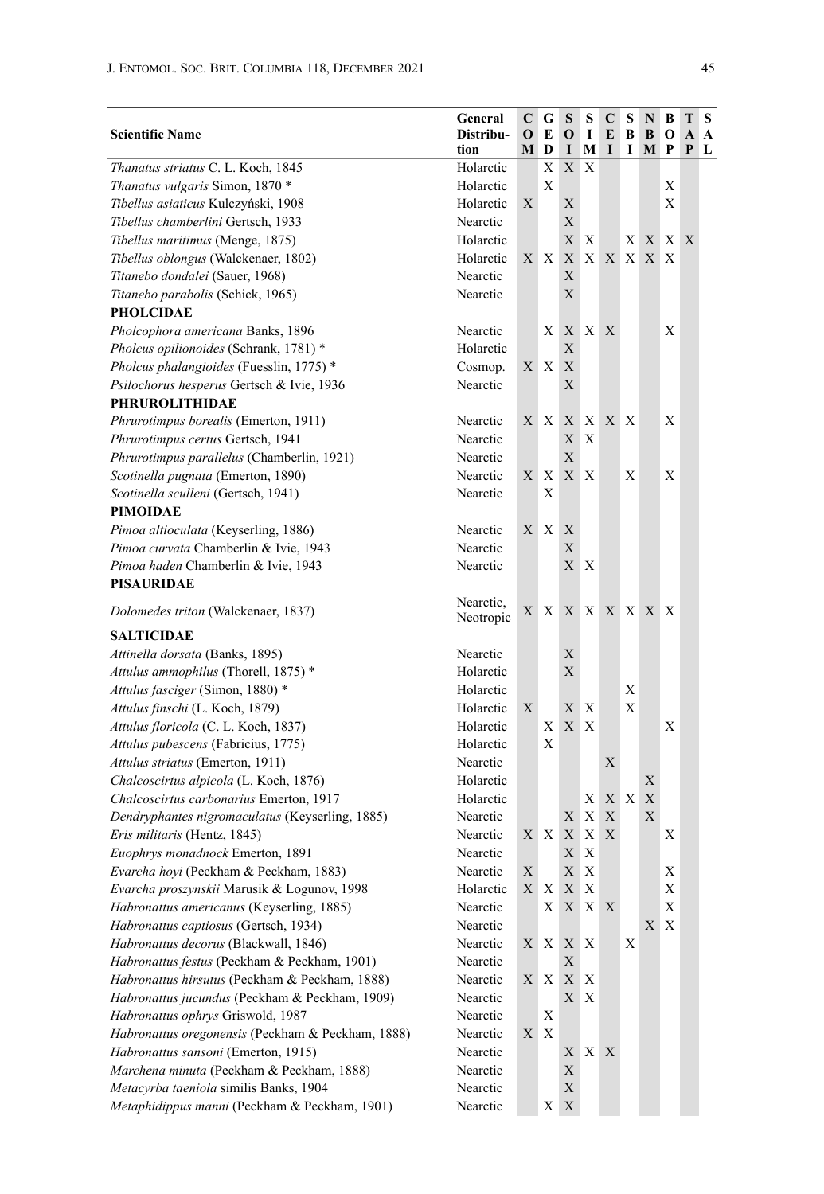| Scientific Name | General Distribution | COM | GED | SOI | SIM | CEI | SBI | NBM | BOP | TAP | SAL |
|---|---|---|---|---|---|---|---|---|---|---|---|
| *Thanatus striatus* C. L. Koch, 1845 | Holarctic | | X | X | X | | | | | | |
| *Thanatus vulgaris* Simon, 1870 * | Holarctic | | X | | | | | | X | | |
| *Tibellus asiaticus* Kulczyński, 1908 | Holarctic | X | | X | | | | | X | | |
| *Tibellus chamberlini* Gertsch, 1933 | Nearctic | | | X | | | | | | | |
| *Tibellus maritimus* (Menge, 1875) | Holarctic | | | X | X | | X | X | X | X | |
| *Tibellus oblongus* (Walckenaer, 1802) | Holarctic | X | X | X | X | X | X | X | X | | |
| *Titanebo dondalei* (Sauer, 1968) | Nearctic | | | X | | | | | | | |
| *Titanebo parabolis* (Schick, 1965) | Nearctic | | | X | | | | | | | |
| **PHOLCIDAE** | | | | | | | | | | | |
| *Pholcophora americana* Banks, 1896 | Nearctic | | X | X | X | X | | | X | | |
| *Pholcus opilionoides* (Schrank, 1781) * | Holarctic | | | X | | | | | | | |
| *Pholcus phalangioides* (Fuesslin, 1775) * | Cosmop. | X | X | X | | | | | | | |
| *Psilochorus hesperus* Gertsch & Ivie, 1936 | Nearctic | | | X | | | | | | | |
| **PHRUROLITHIDAE** | | | | | | | | | | | |
| *Phrurotimpus borealis* (Emerton, 1911) | Nearctic | X | X | X | X | X | X | | X | | |
| *Phrurotimpus certus* Gertsch, 1941 | Nearctic | | | X | X | | | | | | |
| *Phrurotimpus parallelus* (Chamberlin, 1921) | Nearctic | | | X | | | | | | | |
| *Scotinella pugnata* (Emerton, 1890) | Nearctic | X | X | X | X | | X | | X | | |
| *Scotinella sculleni* (Gertsch, 1941) | Nearctic | | X | | | | | | | | |
| **PIMOIDAE** | | | | | | | | | | | |
| *Pimoa altioculata* (Keyserling, 1886) | Nearctic | X | X | X | | | | | | | |
| *Pimoa curvata* Chamberlin & Ivie, 1943 | Nearctic | | | X | | | | | | | |
| *Pimoa haden* Chamberlin & Ivie, 1943 | Nearctic | | | X | X | | | | | | |
| **PISAURIDAE** | | | | | | | | | | | |
| *Dolomedes triton* (Walckenaer, 1837) | Nearctic, Neotropic | X | X | X | X | X | X | X | X | | |
| **SALTICIDAE** | | | | | | | | | | | |
| *Attinella dorsata* (Banks, 1895) | Nearctic | | | X | | | | | | | |
| *Attulus ammophilus* (Thorell, 1875) * | Holarctic | | | X | | | | | | | |
| *Attulus fasciger* (Simon, 1880) * | Holarctic | | | | | | X | | | | |
| *Attulus finschi* (L. Koch, 1879) | Holarctic | X | | X | X | | X | | | | |
| *Attulus floricola* (C. L. Koch, 1837) | Holarctic | | X | X | X | | | | X | | |
| *Attulus pubescens* (Fabricius, 1775) | Holarctic | | X | | | | | | | | |
| *Attulus striatus* (Emerton, 1911) | Nearctic | | | | | X | | | | | |
| *Chalcoscirtus alpicola* (L. Koch, 1876) | Holarctic | | | | | | | X | | | |
| *Chalcoscirtus carbonarius* Emerton, 1917 | Holarctic | | | | X | X | X | X | | | |
| *Dendryphantes nigromaculatus* (Keyserling, 1885) | Nearctic | | | X | X | X | | X | | | |
| *Eris militaris* (Hentz, 1845) | Nearctic | X | X | X | X | X | | | X | | |
| *Euophrys monadnock* Emerton, 1891 | Nearctic | | | X | X | | | | | | |
| *Evarcha hoyi* (Peckham & Peckham, 1883) | Nearctic | X | | X | X | | | | X | | |
| *Evarcha proszynskii* Marusik & Logunov, 1998 | Holarctic | X | X | X | X | | | | X | | |
| *Habronattus americanus* (Keyserling, 1885) | Nearctic | | X | X | X | X | | | X | | |
| *Habronattus captiosus* (Gertsch, 1934) | Nearctic | | | | | | | X | X | | |
| *Habronattus decorus* (Blackwall, 1846) | Nearctic | X | X | X | X | | X | | | | |
| *Habronattus festus* (Peckham & Peckham, 1901) | Nearctic | | | X | | | | | | | |
| *Habronattus hirsutus* (Peckham & Peckham, 1888) | Nearctic | X | X | X | X | | | | | | |
| *Habronattus jucundus* (Peckham & Peckham, 1909) | Nearctic | | | X | X | | | | | | |
| *Habronattus ophrys* Griswold, 1987 | Nearctic | | X | | | | | | | | |
| *Habronattus oregonensis* (Peckham & Peckham, 1888) | Nearctic | X | X | | | | | | | | |
| *Habronattus sansoni* (Emerton, 1915) | Nearctic | | | X | X | X | | | | | |
| *Marchena minuta* (Peckham & Peckham, 1888) | Nearctic | | | X | | | | | | | |
| *Metacyrba taeniola* similis Banks, 1904 | Nearctic | | | X | | | | | | | |
| *Metaphidippus manni* (Peckham & Peckham, 1901) | Nearctic | | X | X | | | | | | | |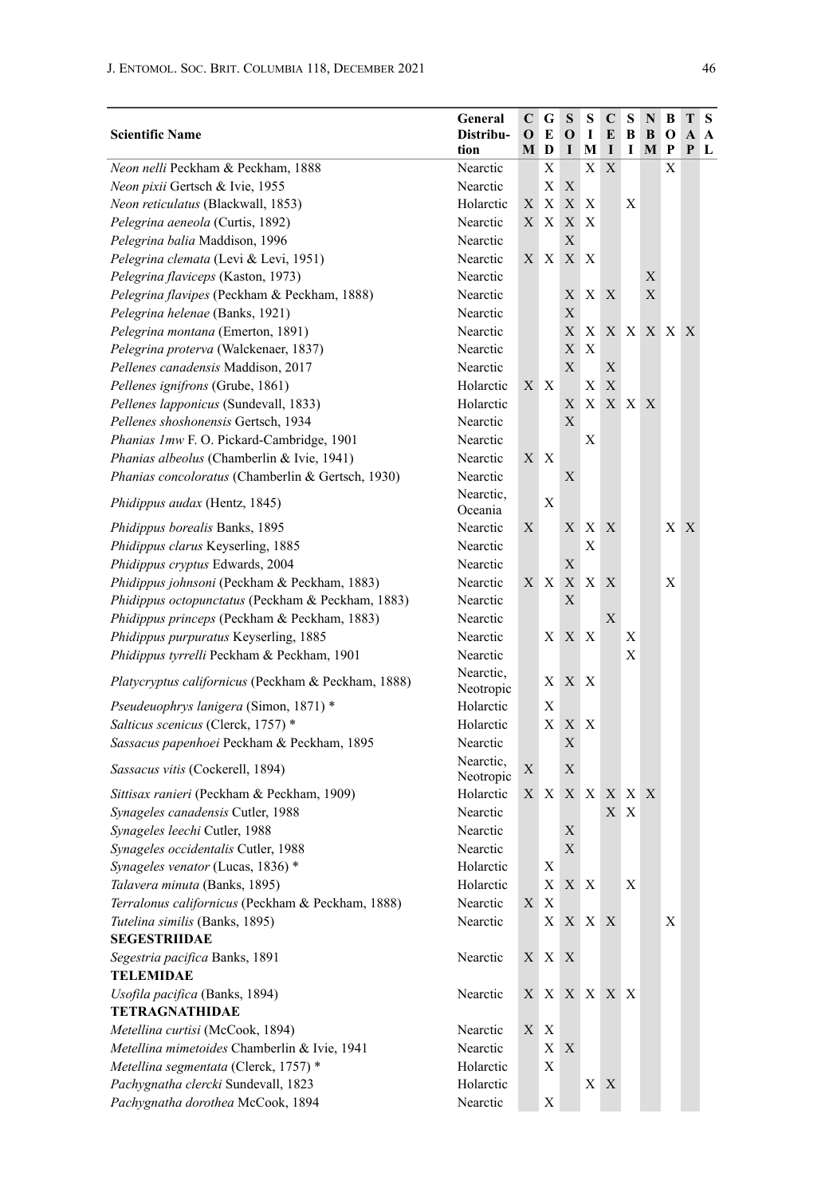| Scientific Name | General Distribution | COM | GED | SOI | SIM | CEI | SBI | NBM | BOP | TAP | SAL |
|---|---|---|---|---|---|---|---|---|---|---|---|
| *Neon nelli* Peckham & Peckham, 1888 | Nearctic | | X | | X | X | | | X | | |
| *Neon pixii* Gertsch & Ivie, 1955 | Nearctic | | X | X | | | | | | | |
| *Neon reticulatus* (Blackwall, 1853) | Holarctic | X | X | X | X | | X | | | | |
| *Pelegrina aeneola* (Curtis, 1892) | Nearctic | X | X | X | X | | | | | | |
| *Pelegrina balia* Maddison, 1996 | Nearctic | | | X | | | | | | | |
| *Pelegrina clemata* (Levi & Levi, 1951) | Nearctic | X | X | X | X | | | | | | |
| *Pelegrina flaviceps* (Kaston, 1973) | Nearctic | | | | | | | X | | | |
| *Pelegrina flavipes* (Peckham & Peckham, 1888) | Nearctic | | | X | X | X | | X | | | |
| *Pelegrina helenae* (Banks, 1921) | Nearctic | | | X | | | | | | | |
| *Pelegrina montana* (Emerton, 1891) | Nearctic | | | X | X | X | X | X | X | X | |
| *Pelegrina proterva* (Walckenaer, 1837) | Nearctic | | | X | X | | | | | | |
| *Pellenes canadensis* Maddison, 2017 | Nearctic | | | X | | X | | | | | |
| *Pellenes ignifrons* (Grube, 1861) | Holarctic | X | X | | X | X | | | | | |
| *Pellenes lapponicus* (Sundevall, 1833) | Holarctic | | | X | X | X | X | X | | | |
| *Pellenes shoshonensis* Gertsch, 1934 | Nearctic | | | X | | | | | | | |
| *Phanias 1mw* F. O. Pickard-Cambridge, 1901 | Nearctic | | | | X | | | | | | |
| *Phanias albeolus* (Chamberlin & Ivie, 1941) | Nearctic | X | X | | | | | | | | |
| *Phanias concoloratus* (Chamberlin & Gertsch, 1930) | Nearctic | | | X | | | | | | | |
| *Phidippus audax* (Hentz, 1845) | Nearctic, Oceania | | X | | | | | | | | |
| *Phidippus borealis* Banks, 1895 | Nearctic | X | | X | X | X | | | X | X | |
| *Phidippus clarus* Keyserling, 1885 | Nearctic | | | | X | | | | | | |
| *Phidippus cryptus* Edwards, 2004 | Nearctic | | | X | | | | | | | |
| *Phidippus johnsoni* (Peckham & Peckham, 1883) | Nearctic | X | X | X | X | X | | | X | | |
| *Phidippus octopunctatus* (Peckham & Peckham, 1883) | Nearctic | | | X | | | | | | | |
| *Phidippus princeps* (Peckham & Peckham, 1883) | Nearctic | | | | | X | | | | | |
| *Phidippus purpuratus* Keyserling, 1885 | Nearctic | | X | X | X | | X | | | | |
| *Phidippus tyrrelli* Peckham & Peckham, 1901 | Nearctic | | | | | | X | | | | |
| *Platycryptus californicus* (Peckham & Peckham, 1888) | Nearctic, Neotropic | | X | X | X | | | | | | |
| *Pseudeuophrys lanigera* (Simon, 1871) * | Holarctic | | X | | | | | | | | |
| *Salticus scenicus* (Clerck, 1757) * | Holarctic | | X | X | X | | | | | | |
| *Sassacus papenhoei* Peckham & Peckham, 1895 | Nearctic | | | X | | | | | | | |
| *Sassacus vitis* (Cockerell, 1894) | Nearctic, Neotropic | X | | X | | | | | | | |
| *Sittisax ranieri* (Peckham & Peckham, 1909) | Holarctic | X | X | X | X | X | X | X | | | |
| *Synageles canadensis* Cutler, 1988 | Nearctic | | | | | X | X | | | | |
| *Synageles leechi* Cutler, 1988 | Nearctic | | | X | | | | | | | |
| *Synageles occidentalis* Cutler, 1988 | Nearctic | | | X | | | | | | | |
| *Synageles venator* (Lucas, 1836) * | Holarctic | | X | | | | | | | | |
| *Talavera minuta* (Banks, 1895) | Holarctic | | X | X | X | | X | | | | |
| *Terralonus californicus* (Peckham & Peckham, 1888) | Nearctic | X | X | | | | | | | | |
| *Tutelina similis* (Banks, 1895) | Nearctic | | X | X | X | X | | | X | | |
| **SEGESTRIIDAE** | | | | | | | | | | | |
| *Segestria pacifica* Banks, 1891 | Nearctic | X | X | X | | | | | | | |
| **TELEMIDAE** | | | | | | | | | | | |
| *Usofila pacifica* (Banks, 1894) | Nearctic | X | X | X | X | X | X | | | | |
| **TETRAGNATHIDAE** | | | | | | | | | | | |
| *Metellina curtisi* (McCook, 1894) | Nearctic | X | X | | | | | | | | |
| *Metellina mimetoides* Chamberlin & Ivie, 1941 | Nearctic | | X | X | | | | | | | |
| *Metellina segmentata* (Clerck, 1757) * | Holarctic | | X | | | | | | | | |
| *Pachygnatha clercki* Sundevall, 1823 | Holarctic | | | | X | X | | | | | |
| *Pachygnatha dorothea* McCook, 1894 | Nearctic | | X | | | | | | | | |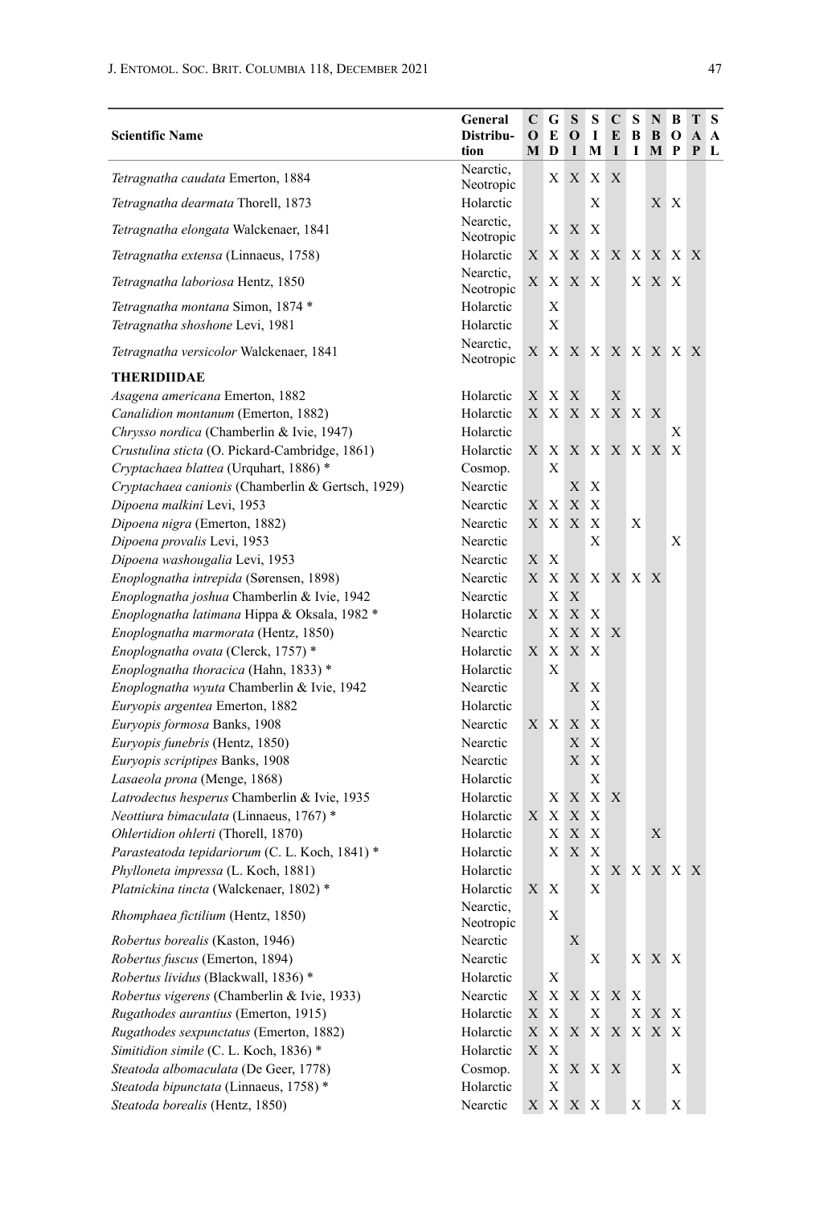| Scientific Name | General Distribution | COM | GED | SOI | SIM | CEI | SBI | NBM | BOP | TAP | SAL |
|---|---|---|---|---|---|---|---|---|---|---|---|
| *Tetragnatha caudata* Emerton, 1884 | Nearctic, Neotropic | | X | X | X | X | | | | | |
| *Tetragnatha dearmata* Thorell, 1873 | Holarctic | | | | X | | | X | X | | |
| *Tetragnatha elongata* Walckenaer, 1841 | Nearctic, Neotropic | | X | X | X | | | | | | |
| *Tetragnatha extensa* (Linnaeus, 1758) | Holarctic | X | X | X | X | X | X | X | X | X | |
| *Tetragnatha laboriosa* Hentz, 1850 | Nearctic, Neotropic | X | X | X | X | | X | X | X | | |
| *Tetragnatha montana* Simon, 1874 * | Holarctic | | X | | | | | | | | |
| *Tetragnatha shoshone* Levi, 1981 | Holarctic | | X | | | | | | | | |
| *Tetragnatha versicolor* Walckenaer, 1841 | Nearctic, Neotropic | X | X | X | X | X | X | X | X | X | |
| **THERIDIIDAE** | | | | | | | | | | | |
| *Asagena americana* Emerton, 1882 | Holarctic | X | X | X | | X | | | | | |
| *Canalidion montanum* (Emerton, 1882) | Holarctic | X | X | X | X | X | X | X | | | |
| *Chrysso nordica* (Chamberlin & Ivie, 1947) | Holarctic | | | | | | | | X | | |
| *Crustulina sticta* (O. Pickard-Cambridge, 1861) | Holarctic | X | X | X | X | X | X | X | X | | |
| *Cryptachaea blattea* (Urquhart, 1886) * | Cosmop. | | X | | | | | | | | |
| *Cryptachaea canionis* (Chamberlin & Gertsch, 1929) | Nearctic | | | X | X | | | | | | |
| *Dipoena malkini* Levi, 1953 | Nearctic | X | X | X | X | | | | | | |
| *Dipoena nigra* (Emerton, 1882) | Nearctic | X | X | X | X | | X | | | | |
| *Dipoena provalis* Levi, 1953 | Nearctic | | | | X | | | | X | | |
| *Dipoena washougalia* Levi, 1953 | Nearctic | X | X | | | | | | | | |
| *Enoplognatha intrepida* (Sørensen, 1898) | Nearctic | X | X | X | X | X | X | X | | | |
| *Enoplognatha joshua* Chamberlin & Ivie, 1942 | Nearctic | | X | X | | | | | | | |
| *Enoplognatha latimana* Hippa & Oksala, 1982 * | Holarctic | X | X | X | X | | | | | | |
| *Enoplognatha marmorata* (Hentz, 1850) | Nearctic | | X | X | X | X | | | | | |
| *Enoplognatha ovata* (Clerck, 1757) * | Holarctic | X | X | X | X | | | | | | |
| *Enoplognatha thoracica* (Hahn, 1833) * | Holarctic | | X | | | | | | | | |
| *Enoplognatha wyuta* Chamberlin & Ivie, 1942 | Nearctic | | | X | X | | | | | | |
| *Euryopis argentea* Emerton, 1882 | Holarctic | | | | X | | | | | | |
| *Euryopis formosa* Banks, 1908 | Nearctic | X | X | X | X | | | | | | |
| *Euryopis funebris* (Hentz, 1850) | Nearctic | | | X | X | | | | | | |
| *Euryopis scriptipes* Banks, 1908 | Nearctic | | | X | X | | | | | | |
| *Lasaeola prona* (Menge, 1868) | Holarctic | | | | X | | | | | | |
| *Latrodectus hesperus* Chamberlin & Ivie, 1935 | Holarctic | | X | X | X | X | | | | | |
| *Neottiura bimaculata* (Linnaeus, 1767) * | Holarctic | X | X | X | X | | | | | | |
| *Ohlertidion ohlerti* (Thorell, 1870) | Holarctic | | X | X | X | | | X | | | |
| *Parasteatoda tepidariorum* (C. L. Koch, 1841) * | Holarctic | | X | X | X | | | | | | |
| *Phylloneta impressa* (L. Koch, 1881) | Holarctic | | | | X | X | X | X | X | X | |
| *Platnickina tincta* (Walckenaer, 1802) * | Holarctic | X | X | | X | | | | | | |
| *Rhomphaea fictilium* (Hentz, 1850) | Nearctic, Neotropic | | X | | | | | | | | |
| *Robertus borealis* (Kaston, 1946) | Nearctic | | | X | | | | | | | |
| *Robertus fuscus* (Emerton, 1894) | Nearctic | | | | X | | X | X | X | | |
| *Robertus lividus* (Blackwall, 1836) * | Holarctic | | X | | | | | | | | |
| *Robertus vigerens* (Chamberlin & Ivie, 1933) | Nearctic | X | X | X | X | X | X | | | | |
| *Rugathodes aurantius* (Emerton, 1915) | Holarctic | X | X | | X | | X | X | X | | |
| *Rugathodes sexpunctatus* (Emerton, 1882) | Holarctic | X | X | X | X | X | X | X | X | | |
| *Simitidion simile* (C. L. Koch, 1836) * | Holarctic | X | X | | | | | | | | |
| *Steatoda albomaculata* (De Geer, 1778) | Cosmop. | | X | X | X | X | | | X | | |
| *Steatoda bipunctata* (Linnaeus, 1758) * | Holarctic | | X | | | | | | | | |
| *Steatoda borealis* (Hentz, 1850) | Nearctic | X | X | X | X | | X | | X | | |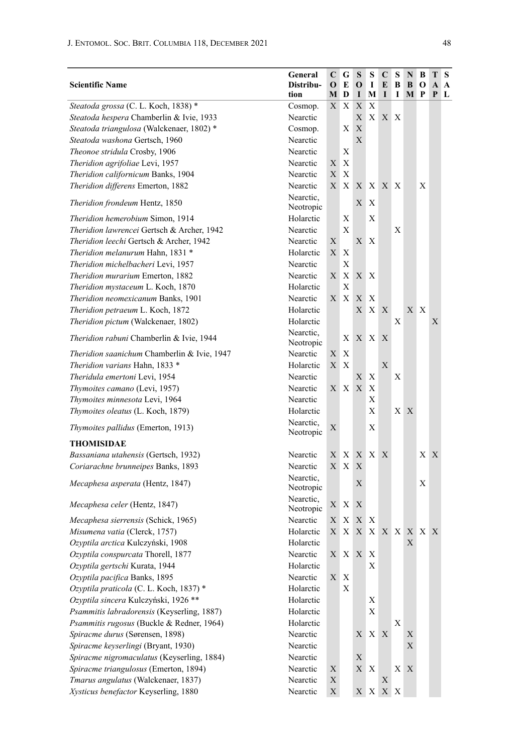| Scientific Name | General Distribution | COM | GED | SOI | SIM | CEI | SBI | NBM | BOP | TAP | SAL |
|---|---|---|---|---|---|---|---|---|---|---|---|
| *Steatoda grossa* (C. L. Koch, 1838) * | Cosmop. | X | X | X | X | | | | | | |
| *Steatoda hespera* Chamberlin & Ivie, 1933 | Nearctic | | | X | X | X | X | | | | |
| *Steatoda triangulosa* (Walckenaer, 1802) * | Cosmop. | | X | X | | | | | | | |
| *Steatoda washona* Gertsch, 1960 | Nearctic | | | X | | | | | | | |
| *Theonoe stridula* Crosby, 1906 | Nearctic | | X | | | | | | | | |
| *Theridion agrifoliae* Levi, 1957 | Nearctic | X | X | | | | | | | | |
| *Theridion californicum* Banks, 1904 | Nearctic | X | X | | | | | | | | |
| *Theridion differens* Emerton, 1882 | Nearctic | X | X | X | X | X | X | | X | | |
| *Theridion frondeum* Hentz, 1850 | Nearctic, Neotropic | | | X | X | | | | | | |
| *Theridion hemerobium* Simon, 1914 | Holarctic | | X | | X | | | | | | |
| *Theridion lawrencei* Gertsch & Archer, 1942 | Nearctic | | X | | | | X | | | | |
| *Theridion leechi* Gertsch & Archer, 1942 | Nearctic | X | | X | X | | | | | | |
| *Theridion melanurum* Hahn, 1831 * | Holarctic | X | X | | | | | | | | |
| *Theridion michelbacheri* Levi, 1957 | Nearctic | | X | | | | | | | | |
| *Theridion murarium* Emerton, 1882 | Nearctic | X | X | X | X | | | | | | |
| *Theridion mystaceum* L. Koch, 1870 | Holarctic | | X | | | | | | | | |
| *Theridion neomexicanum* Banks, 1901 | Nearctic | X | X | X | X | | | | | | |
| *Theridion petraeum* L. Koch, 1872 | Holarctic | | | X | X | X | | X | X | | |
| *Theridion pictum* (Walckenaer, 1802) | Holarctic | | | | | | X | | | X | |
| *Theridion rabuni* Chamberlin & Ivie, 1944 | Nearctic, Neotropic | | X | X | X | X | | | | | |
| *Theridion saanichum* Chamberlin & Ivie, 1947 | Nearctic | X | X | | | | | | | | |
| *Theridion varians* Hahn, 1833 * | Holarctic | X | X | | | X | | | | | |
| *Theridula emertoni* Levi, 1954 | Nearctic | | | X | X | | X | | | | |
| *Thymoites camano* (Levi, 1957) | Nearctic | X | X | X | X | | | | | | |
| *Thymoites minnesota* Levi, 1964 | Nearctic | | | | X | | | | | | |
| *Thymoites oleatus* (L. Koch, 1879) | Holarctic | | | | X | | X | X | | | |
| *Thymoites pallidus* (Emerton, 1913) | Nearctic, Neotropic | X | | | X | | | | | | |
| **THOMISIDAE** | | | | | | | | | | | |
| *Bassaniana utahensis* (Gertsch, 1932) | Nearctic | X | X | X | X | X | | | X | X | |
| *Coriarachne brunneipes* Banks, 1893 | Nearctic | X | X | X | | | | | | | |
| *Mecaphesa asperata* (Hentz, 1847) | Nearctic, Neotropic | | | X | | | | | X | | |
| *Mecaphesa celer* (Hentz, 1847) | Nearctic, Neotropic | X | X | X | | | | | | | |
| *Mecaphesa sierrensis* (Schick, 1965) | Nearctic | X | X | X | X | | | | | | |
| *Misumena vatia* (Clerck, 1757) | Holarctic | X | X | X | X | X | X | X | X | X | |
| *Ozyptila arctica* Kulczyński, 1908 | Holarctic | | | | | | | X | | | |
| *Ozyptila conspurcata* Thorell, 1877 | Nearctic | X | X | X | X | | | | | | |
| *Ozyptila gertschi* Kurata, 1944 | Holarctic | | | | X | | | | | | |
| *Ozyptila pacifica* Banks, 1895 | Nearctic | X | X | | | | | | | | |
| *Ozyptila praticola* (C. L. Koch, 1837) * | Holarctic | | X | | | | | | | | |
| *Ozyptila sincera* Kulczyński, 1926 ** | Holarctic | | | | X | | | | | | |
| *Psammitis labradorensis* (Keyserling, 1887) | Holarctic | | | | X | | | | | | |
| *Psammitis rugosus* (Buckle & Redner, 1964) | Holarctic | | | | | | X | | | | |
| *Spiracme durus* (Sørensen, 1898) | Nearctic | | | X | X | X | | X | | | |
| *Spiracme keyserlingi* (Bryant, 1930) | Nearctic | | | | | | | X | | | |
| *Spiracme nigromaculatus* (Keyserling, 1884) | Nearctic | | | X | | | | | | | |
| *Spiracme triangulosus* (Emerton, 1894) | Nearctic | X | | X | X | | X | X | | | |
| *Tmarus angulatus* (Walckenaer, 1837) | Nearctic | X | | | | X | | | | | |
| *Xysticus benefactor* Keyserling, 1880 | Nearctic | X | | X | X | X | X | | | | |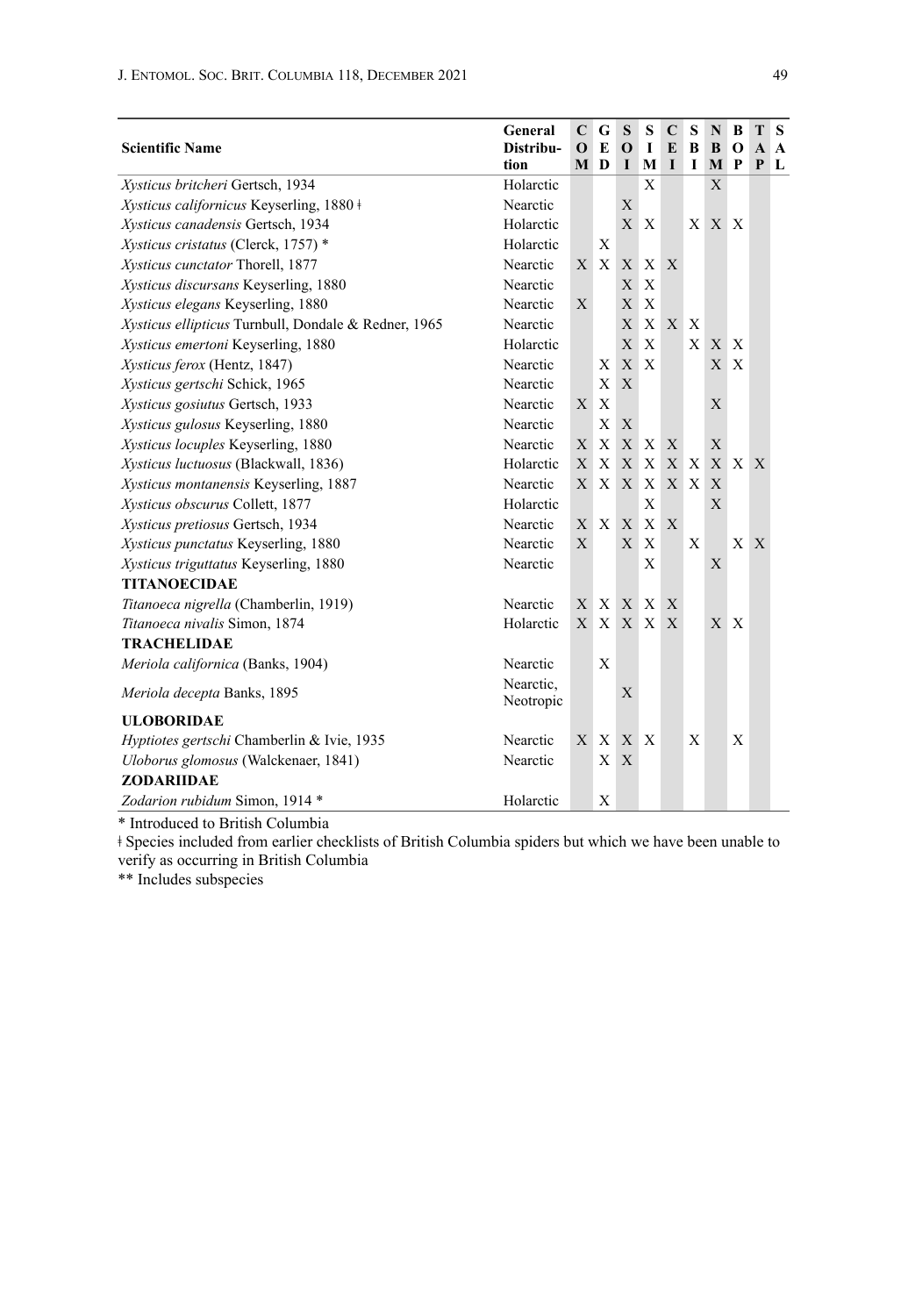| Scientific Name | General Distribution | COM | GED | SOI | SIM | CEI | SBI | NBM | BOP | TAP | SAL |
|---|---|---|---|---|---|---|---|---|---|---|---|
| *Xysticus britcheri* Gertsch, 1934 | Holarctic | | | | X | | | X | | | |
| *Xysticus californicus* Keyserling, 1880 ǂ | Nearctic | | | X | | | | | | | |
| *Xysticus canadensis* Gertsch, 1934 | Holarctic | | | X | X | | X | X | X | | |
| *Xysticus cristatus* (Clerck, 1757) * | Holarctic | | X | | | | | | | | |
| *Xysticus cunctator* Thorell, 1877 | Nearctic | X | X | X | X | X | | | | | |
| *Xysticus discursans* Keyserling, 1880 | Nearctic | | | X | X | | | | | | |
| *Xysticus elegans* Keyserling, 1880 | Nearctic | X | | X | X | | | | | | |
| *Xysticus ellipticus* Turnbull, Dondale & Redner, 1965 | Nearctic | | | X | X | X | X | | | | |
| *Xysticus emertoni* Keyserling, 1880 | Holarctic | | | X | X | | X | X | X | | |
| *Xysticus ferox* (Hentz, 1847) | Nearctic | | X | X | X | | | X | X | | |
| *Xysticus gertschi* Schick, 1965 | Nearctic | | X | X | | | | | | | |
| *Xysticus gosiutus* Gertsch, 1933 | Nearctic | X | X | | | | | X | | | |
| *Xysticus gulosus* Keyserling, 1880 | Nearctic | | X | X | | | | | | | |
| *Xysticus locuples* Keyserling, 1880 | Nearctic | X | X | X | X | X | | X | | | |
| *Xysticus luctuosus* (Blackwall, 1836) | Holarctic | X | X | X | X | X | X | X | X | X | |
| *Xysticus montanensis* Keyserling, 1887 | Nearctic | X | X | X | X | X | X | X | | | |
| *Xysticus obscurus* Collett, 1877 | Holarctic | | | | X | | | X | | | |
| *Xysticus pretiosus* Gertsch, 1934 | Nearctic | X | X | X | X | X | | | | | |
| *Xysticus punctatus* Keyserling, 1880 | Nearctic | X | | X | X | | X | | X | X | |
| *Xysticus triguttatus* Keyserling, 1880 | Nearctic | | | | X | | | X | | | |
| **TITANOECIDAE** | | | | | | | | | | | |
| *Titanoeca nigrella* (Chamberlin, 1919) | Nearctic | X | X | X | X | X | | | | | |
| *Titanoeca nivalis* Simon, 1874 | Holarctic | X | X | X | X | X | | X | X | | |
| **TRACHELIDAE** | | | | | | | | | | | |
| *Meriola californica* (Banks, 1904) | Nearctic | | X | | | | | | | | |
| *Meriola decepta* Banks, 1895 | Nearctic, Neotropic | | | X | | | | | | | |
| **ULOBORIDAE** | | | | | | | | | | | |
| *Hyptiotes gertschi* Chamberlin & Ivie, 1935 | Nearctic | X | X | X | X | | X | | X | | |
| *Uloborus glomosus* (Walckenaer, 1841) | Nearctic | | X | X | | | | | | | |
| **ZODARIIDAE** | | | | | | | | | | | |
| *Zodarion rubidum* Simon, 1914 * | Holarctic | | X | | | | | | | | |

\* Introduced to British Columbia

ǂ Species included from earlier checklists of British Columbia spiders but which we have been unable to verify as occurring in British Columbia

\** Includes subspecies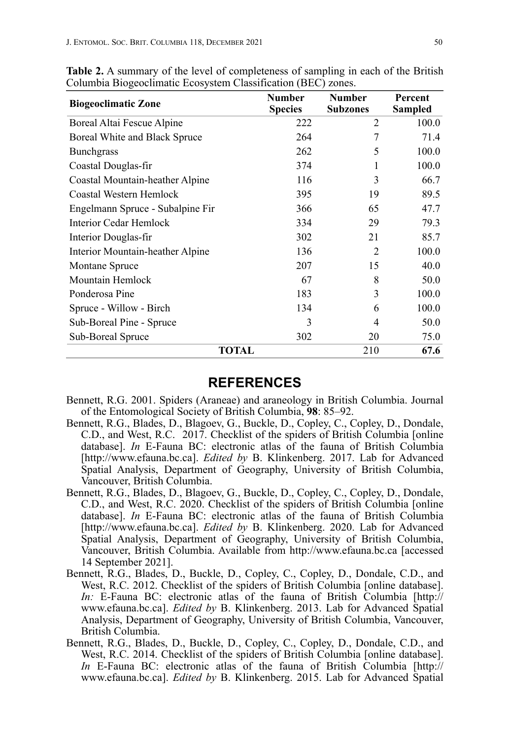**Table 2.** A summary of the level of completeness of sampling in each of the British Columbia Biogeoclimatic Ecosystem Classification (BEC) zones.

| Biogeoclimatic Zone | Number Species | Number Subzones | Percent Sampled |
|---|---|---|---|
| Boreal Altai Fescue Alpine | 222 | 2 | 100.0 |
| Boreal White and Black Spruce | 264 | 7 | 71.4 |
| Bunchgrass | 262 | 5 | 100.0 |
| Coastal Douglas-fir | 374 | 1 | 100.0 |
| Coastal Mountain-heather Alpine | 116 | 3 | 66.7 |
| Coastal Western Hemlock | 395 | 19 | 89.5 |
| Engelmann Spruce - Subalpine Fir | 366 | 65 | 47.7 |
| Interior Cedar Hemlock | 334 | 29 | 79.3 |
| Interior Douglas-fir | 302 | 21 | 85.7 |
| Interior Mountain-heather Alpine | 136 | 2 | 100.0 |
| Montane Spruce | 207 | 15 | 40.0 |
| Mountain Hemlock | 67 | 8 | 50.0 |
| Ponderosa Pine | 183 | 3 | 100.0 |
| Spruce - Willow - Birch | 134 | 6 | 100.0 |
| Sub-Boreal Pine - Spruce | 3 | 4 | 50.0 |
| Sub-Boreal Spruce | 302 | 20 | 75.0 |
| **TOTAL** | | 210 | **67.6** |

## REFERENCES

Bennett, R.G. 2001. Spiders (Araneae) and araneology in British Columbia. Journal of the Entomological Society of British Columbia, **98**: 85–92.

Bennett, R.G., Blades, D., Blagoev, G., Buckle, D., Copley, C., Copley, D., Dondale, C.D., and West, R.C. 2017. Checklist of the spiders of British Columbia [online database]. *In* E-Fauna BC: electronic atlas of the fauna of British Columbia [http://www.efauna.bc.ca]. *Edited by* B. Klinkenberg. 2017. Lab for Advanced Spatial Analysis, Department of Geography, University of British Columbia, Vancouver, British Columbia.

Bennett, R.G., Blades, D., Blagoev, G., Buckle, D., Copley, C., Copley, D., Dondale, C.D., and West, R.C. 2020. Checklist of the spiders of British Columbia [online database]. *In* E-Fauna BC: electronic atlas of the fauna of British Columbia [http://www.efauna.bc.ca]. *Edited by* B. Klinkenberg. 2020. Lab for Advanced Spatial Analysis, Department of Geography, University of British Columbia, Vancouver, British Columbia. Available from http://www.efauna.bc.ca [accessed 14 September 2021].

Bennett, R.G., Blades, D., Buckle, D., Copley, C., Copley, D., Dondale, C.D., and West, R.C. 2012. Checklist of the spiders of British Columbia [online database]. *In:* E-Fauna BC: electronic atlas of the fauna of British Columbia [http://www.efauna.bc.ca]. *Edited by* B. Klinkenberg. 2013. Lab for Advanced Spatial Analysis, Department of Geography, University of British Columbia, Vancouver, British Columbia.

Bennett, R.G., Blades, D., Buckle, D., Copley, C., Copley, D., Dondale, C.D., and West, R.C. 2014. Checklist of the spiders of British Columbia [online database]. *In* E-Fauna BC: electronic atlas of the fauna of British Columbia [http://www.efauna.bc.ca]. *Edited by* B. Klinkenberg. 2015. Lab for Advanced Spatial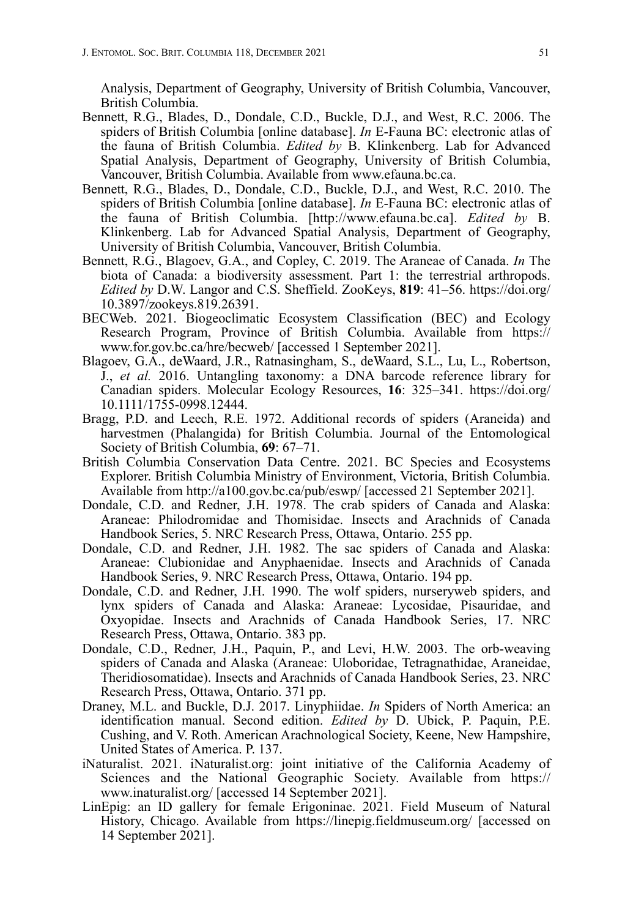Analysis, Department of Geography, University of British Columbia, Vancouver, British Columbia.

Bennett, R.G., Blades, D., Dondale, C.D., Buckle, D.J., and West, R.C. 2006. The spiders of British Columbia [online database]. *In* E-Fauna BC: electronic atlas of the fauna of British Columbia. *Edited by* B. Klinkenberg. Lab for Advanced Spatial Analysis, Department of Geography, University of British Columbia, Vancouver, British Columbia. Available from www.efauna.bc.ca.

Bennett, R.G., Blades, D., Dondale, C.D., Buckle, D.J., and West, R.C. 2010. The spiders of British Columbia [online database]. *In* E-Fauna BC: electronic atlas of the fauna of British Columbia. [http://www.efauna.bc.ca]. *Edited by* B. Klinkenberg. Lab for Advanced Spatial Analysis, Department of Geography, University of British Columbia, Vancouver, British Columbia.

Bennett, R.G., Blagoev, G.A., and Copley, C. 2019. The Araneae of Canada. *In* The biota of Canada: a biodiversity assessment. Part 1: the terrestrial arthropods. *Edited by* D.W. Langor and C.S. Sheffield. ZooKeys, **819**: 41–56. https://doi.org/10.3897/zookeys.819.26391.

BECWeb. 2021. Biogeoclimatic Ecosystem Classification (BEC) and Ecology Research Program, Province of British Columbia. Available from https://www.for.gov.bc.ca/hre/becweb/ [accessed 1 September 2021].

Blagoev, G.A., deWaard, J.R., Ratnasingham, S., deWaard, S.L., Lu, L., Robertson, J., *et al.* 2016. Untangling taxonomy: a DNA barcode reference library for Canadian spiders. Molecular Ecology Resources, **16**: 325–341. https://doi.org/10.1111/1755-0998.12444.

Bragg, P.D. and Leech, R.E. 1972. Additional records of spiders (Araneida) and harvestmen (Phalangida) for British Columbia. Journal of the Entomological Society of British Columbia, **69**: 67–71.

British Columbia Conservation Data Centre. 2021. BC Species and Ecosystems Explorer. British Columbia Ministry of Environment, Victoria, British Columbia. Available from http://a100.gov.bc.ca/pub/eswp/ [accessed 21 September 2021].

Dondale, C.D. and Redner, J.H. 1978. The crab spiders of Canada and Alaska: Araneae: Philodromidae and Thomisidae. Insects and Arachnids of Canada Handbook Series, 5. NRC Research Press, Ottawa, Ontario. 255 pp.

Dondale, C.D. and Redner, J.H. 1982. The sac spiders of Canada and Alaska: Araneae: Clubionidae and Anyphaenidae. Insects and Arachnids of Canada Handbook Series, 9. NRC Research Press, Ottawa, Ontario. 194 pp.

Dondale, C.D. and Redner, J.H. 1990. The wolf spiders, nurseryweb spiders, and lynx spiders of Canada and Alaska: Araneae: Lycosidae, Pisauridae, and Oxyopidae. Insects and Arachnids of Canada Handbook Series, 17. NRC Research Press, Ottawa, Ontario. 383 pp.

Dondale, C.D., Redner, J.H., Paquin, P., and Levi, H.W. 2003. The orb-weaving spiders of Canada and Alaska (Araneae: Uloboridae, Tetragnathidae, Araneidae, Theridiosomatidae). Insects and Arachnids of Canada Handbook Series, 23. NRC Research Press, Ottawa, Ontario. 371 pp.

Draney, M.L. and Buckle, D.J. 2017. Linyphiidae. *In* Spiders of North America: an identification manual. Second edition. *Edited by* D. Ubick, P. Paquin, P.E. Cushing, and V. Roth. American Arachnological Society, Keene, New Hampshire, United States of America. P. 137.

iNaturalist. 2021. iNaturalist.org: joint initiative of the California Academy of Sciences and the National Geographic Society. Available from https://www.inaturalist.org/ [accessed 14 September 2021].

LinEpig: an ID gallery for female Erigoninae. 2021. Field Museum of Natural History, Chicago. Available from https://linepig.fieldmuseum.org/ [accessed on 14 September 2021].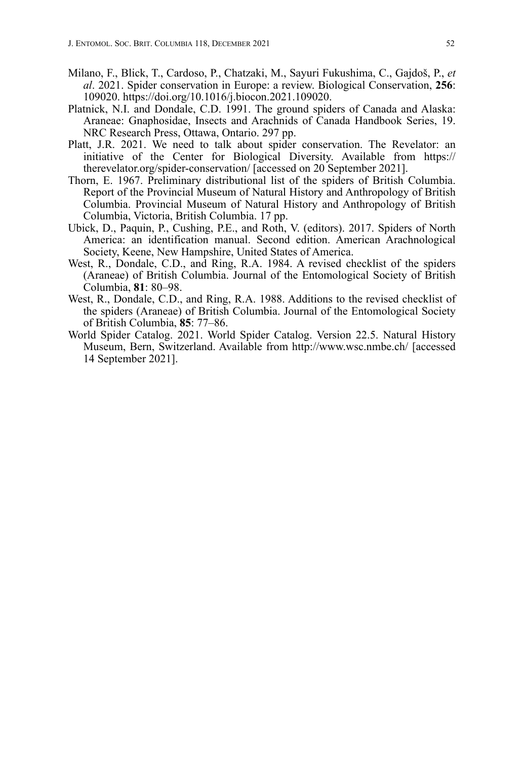Milano, F., Blick, T., Cardoso, P., Chatzaki, M., Sayuri Fukushima, C., Gajdoš, P., *et al*. 2021. Spider conservation in Europe: a review. Biological Conservation, **256**: 109020. https://doi.org/10.1016/j.biocon.2021.109020.

Platnick, N.I. and Dondale, C.D. 1991. The ground spiders of Canada and Alaska: Araneae: Gnaphosidae, Insects and Arachnids of Canada Handbook Series, 19. NRC Research Press, Ottawa, Ontario. 297 pp.

Platt, J.R. 2021. We need to talk about spider conservation. The Revelator: an initiative of the Center for Biological Diversity. Available from https://therevelator.org/spider-conservation/ [accessed on 20 September 2021].

Thorn, E. 1967. Preliminary distributional list of the spiders of British Columbia. Report of the Provincial Museum of Natural History and Anthropology of British Columbia. Provincial Museum of Natural History and Anthropology of British Columbia, Victoria, British Columbia. 17 pp.

Ubick, D., Paquin, P., Cushing, P.E., and Roth, V. (editors). 2017. Spiders of North America: an identification manual. Second edition. American Arachnological Society, Keene, New Hampshire, United States of America.

West, R., Dondale, C.D., and Ring, R.A. 1984. A revised checklist of the spiders (Araneae) of British Columbia. Journal of the Entomological Society of British Columbia, **81**: 80–98.

West, R., Dondale, C.D., and Ring, R.A. 1988. Additions to the revised checklist of the spiders (Araneae) of British Columbia. Journal of the Entomological Society of British Columbia, **85**: 77–86.

World Spider Catalog. 2021. World Spider Catalog. Version 22.5. Natural History Museum, Bern, Switzerland. Available from http://www.wsc.nmbe.ch/ [accessed 14 September 2021].